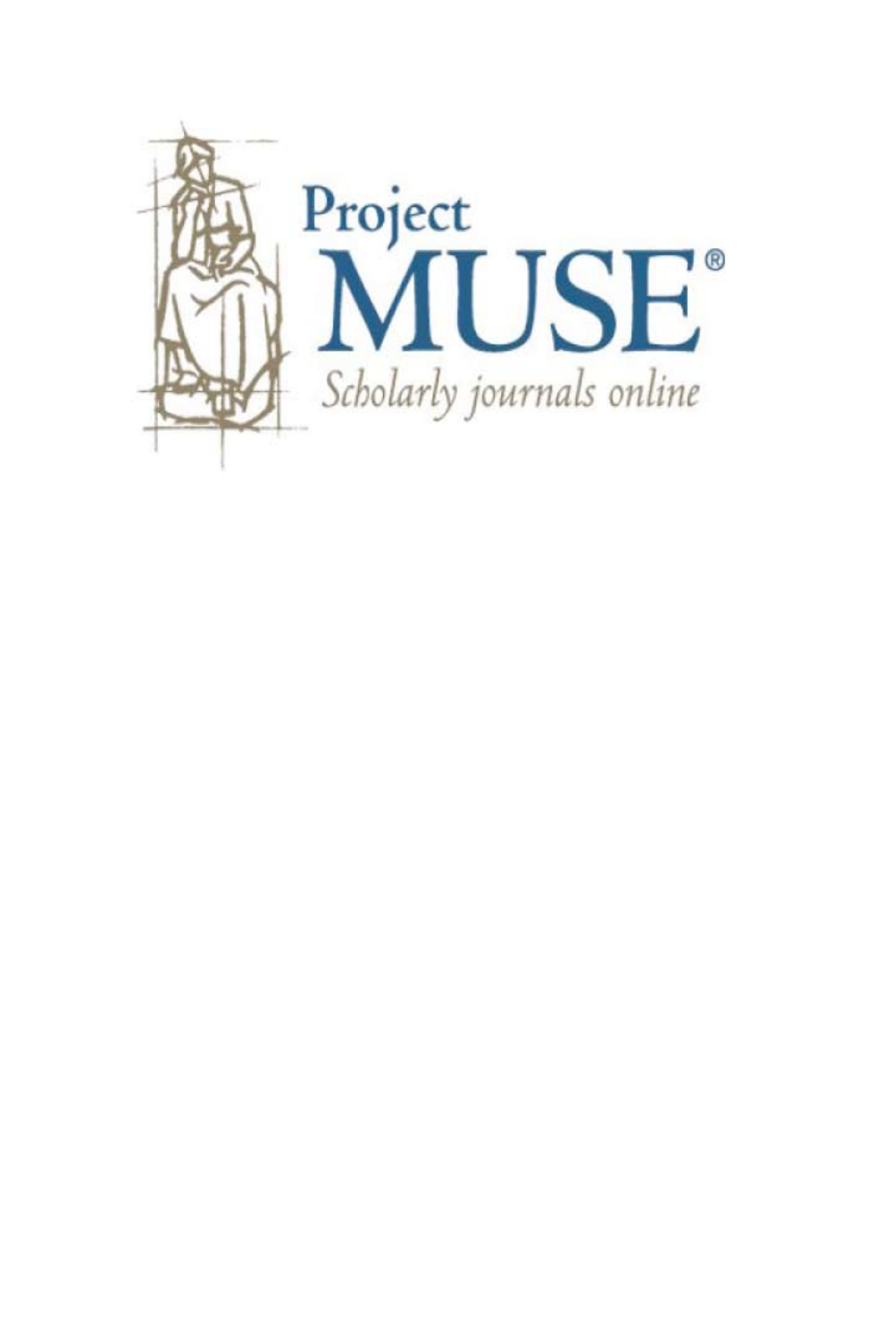Project
MUSE®
Scholarly journals online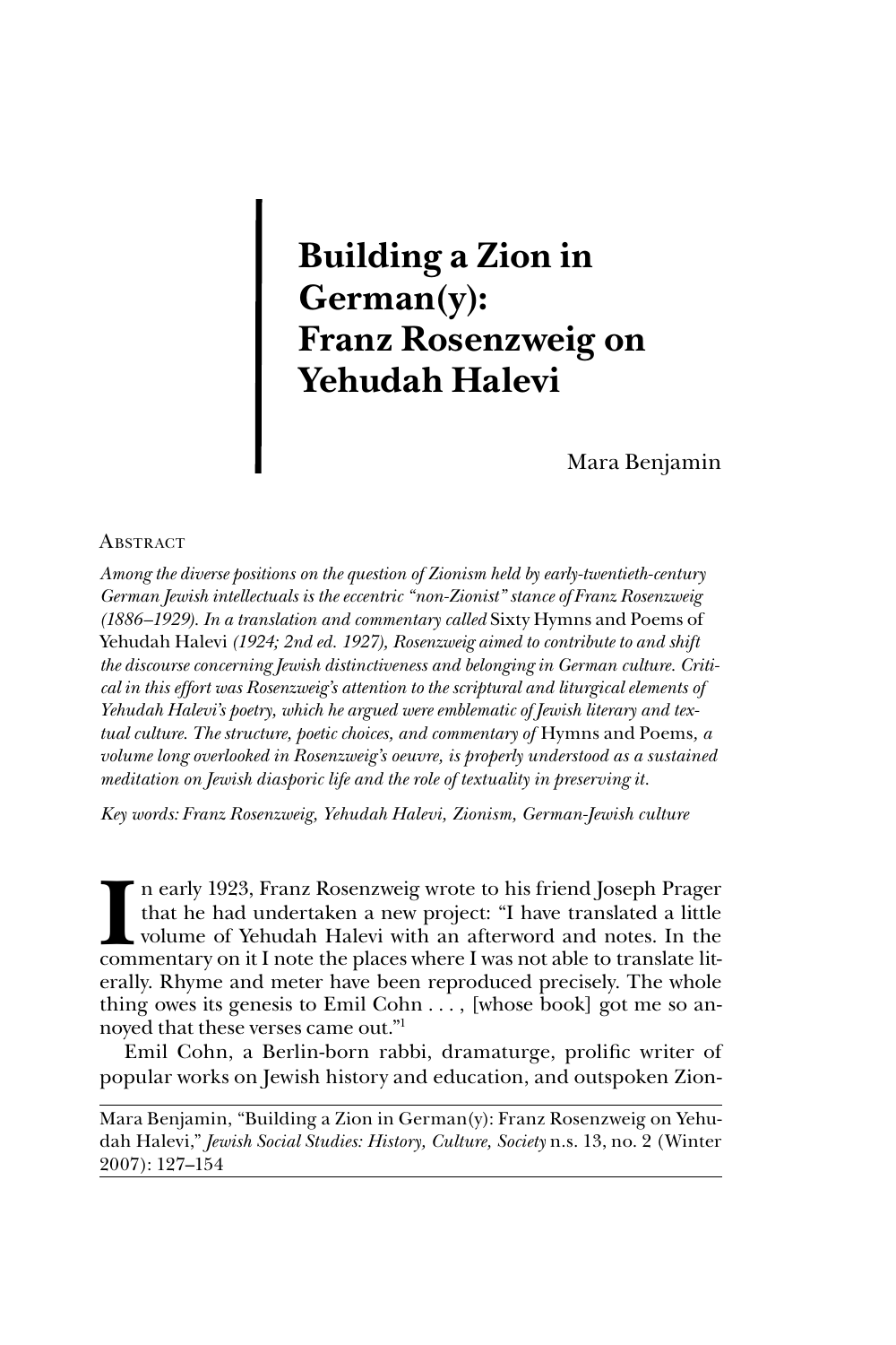# Building a Zion in German(y): Franz Rosenzweig on Yehudah Halevi

Mara Benjamin

## Abstract

*Among the diverse positions on the question of Zionism held by early-twentieth-century German Jewish intellectuals is the eccentric "non-Zionist" stance of Franz Rosenzweig (1886–1929). In a translation and commentary called* Sixty Hymns and Poems of Yehudah Halevi *(1924; 2nd ed. 1927), Rosenzweig aimed to contribute to and shift the discourse concerning Jewish distinctiveness and belonging in German culture. Critical in this effort was Rosenzweig's attention to the scriptural and liturgical elements of Yehudah Halevi's poetry, which he argued were emblematic of Jewish literary and textual culture. The structure, poetic choices, and commentary of* Hymns and Poems*, a volume long overlooked in Rosenzweig's oeuvre, is properly understood as a sustained meditation on Jewish diasporic life and the role of textuality in preserving it.*

*Key words: Franz Rosenzweig, Yehudah Halevi, Zionism, German-Jewish culture*

In early 1923, Franz Rosenzweig wrote to his friend Joseph Prager that he had undertaken a new project: "I have translated a little volume of Yehudah Halevi with an afterword and notes. In the commentary on it I note the places where I was not able to translate literally. Rhyme and meter have been reproduced precisely. The whole thing owes its genesis to Emil Cohn . . . , [whose book] got me so annoyed that these verses came out."[1]

Emil Cohn, a Berlin-born rabbi, dramaturge, prolific writer of popular works on Jewish history and education, and outspoken Zion-

Mara Benjamin, "Building a Zion in German(y): Franz Rosenzweig on Yehudah Halevi," *Jewish Social Studies: History, Culture, Society* n.s. 13, no. 2 (Winter 2007): 127–154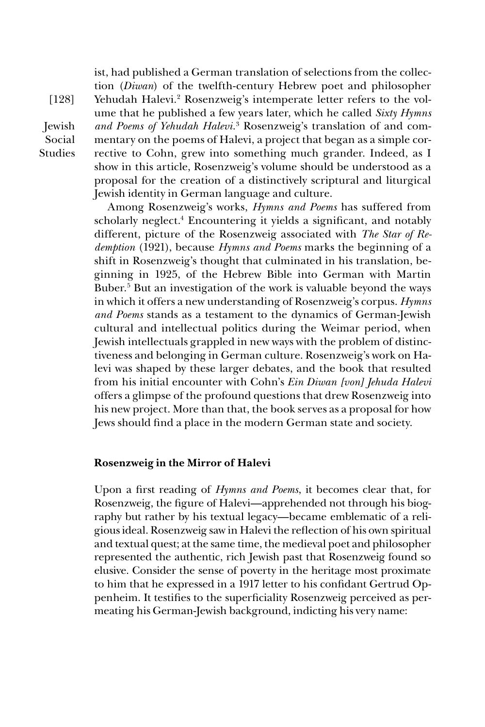ist, had published a German translation of selections from the collection (*Diwan*) of the twelfth-century Hebrew poet and philosopher Yehudah Halevi.[2] Rosenzweig's intemperate letter refers to the volume that he published a few years later, which he called *Sixty Hymns and Poems of Yehudah Halevi*.[3] Rosenzweig's translation of and commentary on the poems of Halevi, a project that began as a simple corrective to Cohn, grew into something much grander. Indeed, as I show in this article, Rosenzweig's volume should be understood as a proposal for the creation of a distinctively scriptural and liturgical Jewish identity in German language and culture.

Among Rosenzweig's works, *Hymns and Poems* has suffered from scholarly neglect.[4] Encountering it yields a significant, and notably different, picture of the Rosenzweig associated with *The Star of Redemption* (1921), because *Hymns and Poems* marks the beginning of a shift in Rosenzweig's thought that culminated in his translation, beginning in 1925, of the Hebrew Bible into German with Martin Buber.[5] But an investigation of the work is valuable beyond the ways in which it offers a new understanding of Rosenzweig's corpus. *Hymns and Poems* stands as a testament to the dynamics of German-Jewish cultural and intellectual politics during the Weimar period, when Jewish intellectuals grappled in new ways with the problem of distinctiveness and belonging in German culture. Rosenzweig's work on Halevi was shaped by these larger debates, and the book that resulted from his initial encounter with Cohn's *Ein Diwan [von] Jehuda Halevi* offers a glimpse of the profound questions that drew Rosenzweig into his new project. More than that, the book serves as a proposal for how Jews should find a place in the modern German state and society.

## Rosenzweig in the Mirror of Halevi

Upon a first reading of *Hymns and Poems*, it becomes clear that, for Rosenzweig, the figure of Halevi—apprehended not through his biography but rather by his textual legacy—became emblematic of a religious ideal. Rosenzweig saw in Halevi the reflection of his own spiritual and textual quest; at the same time, the medieval poet and philosopher represented the authentic, rich Jewish past that Rosenzweig found so elusive. Consider the sense of poverty in the heritage most proximate to him that he expressed in a 1917 letter to his confidant Gertrud Oppenheim. It testifies to the superficiality Rosenzweig perceived as permeating his German-Jewish background, indicting his very name: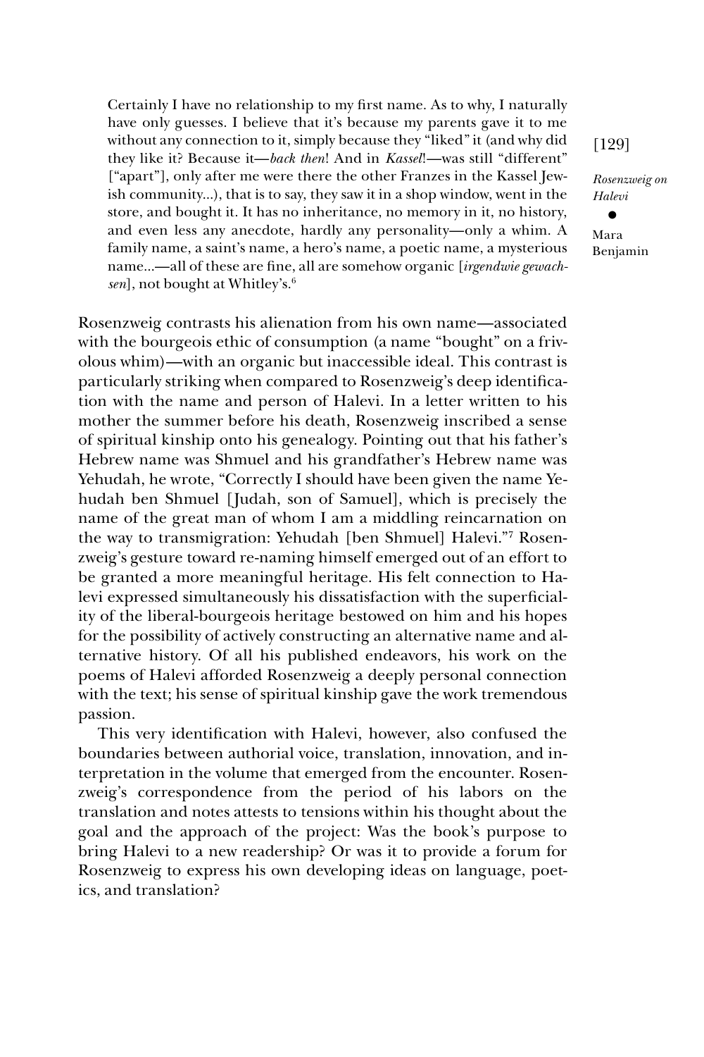> Certainly I have no relationship to my first name. As to why, I naturally have only guesses. I believe that it's because my parents gave it to me without any connection to it, simply because they "liked" it (and why did they like it? Because it—*back then*! And in *Kassel*!—was still "different" ["apart"], only after me were there the other Franzes in the Kassel Jewish community...), that is to say, they saw it in a shop window, went in the store, and bought it. It has no inheritance, no memory in it, no history, and even less any anecdote, hardly any personality—only a whim. A family name, a saint's name, a hero's name, a poetic name, a mysterious name...—all of these are fine, all are somehow organic [*irgendwie gewachsen*], not bought at Whitley's.[6]

Rosenzweig contrasts his alienation from his own name—associated with the bourgeois ethic of consumption (a name "bought" on a frivolous whim)—with an organic but inaccessible ideal. This contrast is particularly striking when compared to Rosenzweig's deep identification with the name and person of Halevi. In a letter written to his mother the summer before his death, Rosenzweig inscribed a sense of spiritual kinship onto his genealogy. Pointing out that his father's Hebrew name was Shmuel and his grandfather's Hebrew name was Yehudah, he wrote, "Correctly I should have been given the name Yehudah ben Shmuel [Judah, son of Samuel], which is precisely the name of the great man of whom I am a middling reincarnation on the way to transmigration: Yehudah [ben Shmuel] Halevi."[7] Rosenzweig's gesture toward re-naming himself emerged out of an effort to be granted a more meaningful heritage. His felt connection to Halevi expressed simultaneously his dissatisfaction with the superficiality of the liberal-bourgeois heritage bestowed on him and his hopes for the possibility of actively constructing an alternative name and alternative history. Of all his published endeavors, his work on the poems of Halevi afforded Rosenzweig a deeply personal connection with the text; his sense of spiritual kinship gave the work tremendous passion.

This very identification with Halevi, however, also confused the boundaries between authorial voice, translation, innovation, and interpretation in the volume that emerged from the encounter. Rosenzweig's correspondence from the period of his labors on the translation and notes attests to tensions within his thought about the goal and the approach of the project: Was the book's purpose to bring Halevi to a new readership? Or was it to provide a forum for Rosenzweig to express his own developing ideas on language, poetics, and translation?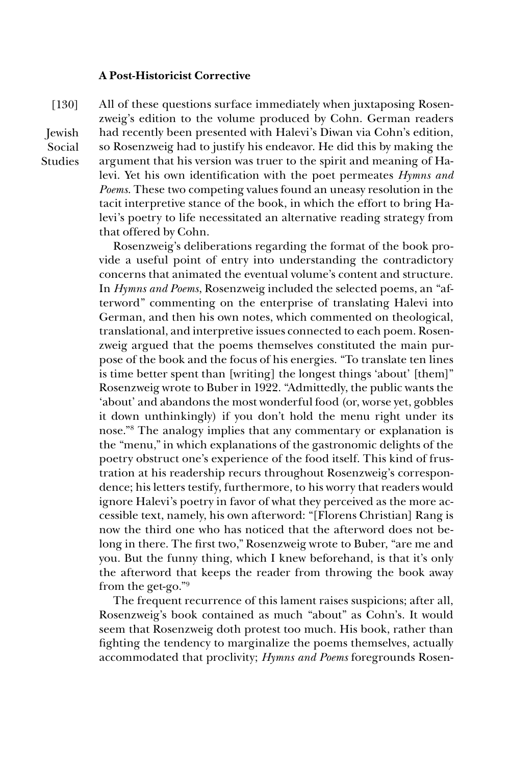### A Post-Historicist Corrective

All of these questions surface immediately when juxtaposing Rosenzweig's edition to the volume produced by Cohn. German readers had recently been presented with Halevi's Diwan via Cohn's edition, so Rosenzweig had to justify his endeavor. He did this by making the argument that his version was truer to the spirit and meaning of Halevi. Yet his own identification with the poet permeates *Hymns and Poems*. These two competing values found an uneasy resolution in the tacit interpretive stance of the book, in which the effort to bring Halevi's poetry to life necessitated an alternative reading strategy from that offered by Cohn.

Rosenzweig's deliberations regarding the format of the book provide a useful point of entry into understanding the contradictory concerns that animated the eventual volume's content and structure. In *Hymns and Poems*, Rosenzweig included the selected poems, an "afterword" commenting on the enterprise of translating Halevi into German, and then his own notes, which commented on theological, translational, and interpretive issues connected to each poem. Rosenzweig argued that the poems themselves constituted the main purpose of the book and the focus of his energies. "To translate ten lines is time better spent than [writing] the longest things 'about' [them]" Rosenzweig wrote to Buber in 1922. "Admittedly, the public wants the 'about' and abandons the most wonderful food (or, worse yet, gobbles it down unthinkingly) if you don't hold the menu right under its nose."[8] The analogy implies that any commentary or explanation is the "menu," in which explanations of the gastronomic delights of the poetry obstruct one's experience of the food itself. This kind of frustration at his readership recurs throughout Rosenzweig's correspondence; his letters testify, furthermore, to his worry that readers would ignore Halevi's poetry in favor of what they perceived as the more accessible text, namely, his own afterword: "[Florens Christian] Rang is now the third one who has noticed that the afterword does not belong in there. The first two," Rosenzweig wrote to Buber, "are me and you. But the funny thing, which I knew beforehand, is that it's only the afterword that keeps the reader from throwing the book away from the get-go."[9]

The frequent recurrence of this lament raises suspicions; after all, Rosenzweig's book contained as much "about" as Cohn's. It would seem that Rosenzweig doth protest too much. His book, rather than fighting the tendency to marginalize the poems themselves, actually accommodated that proclivity; *Hymns and Poems* foregrounds Rosen-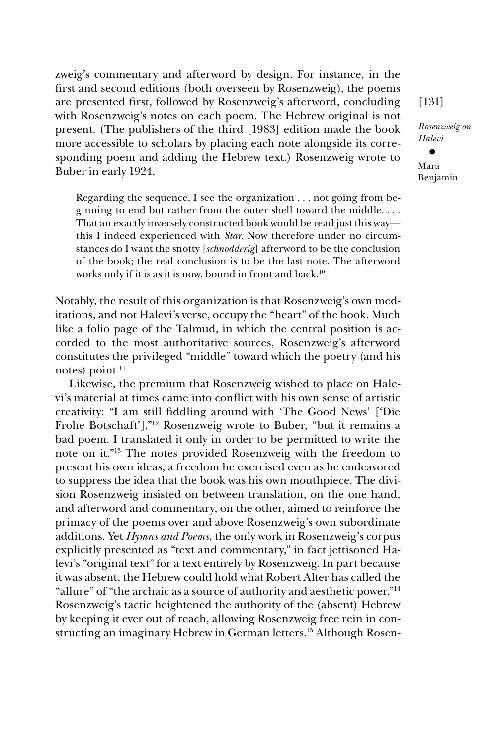zweig's commentary and afterword by design. For instance, in the first and second editions (both overseen by Rosenzweig), the poems are presented first, followed by Rosenzweig's afterword, concluding with Rosenzweig's notes on each poem. The Hebrew original is not present. (The publishers of the third [1983] edition made the book more accessible to scholars by placing each note alongside its corresponding poem and adding the Hebrew text.) Rosenzweig wrote to Buber in early 1924,

> Regarding the sequence, I see the organization . . . not going from beginning to end but rather from the outer shell toward the middle. . . . That an exactly inversely constructed book would be read just this way—this I indeed experienced with *Star.* Now therefore under no circumstances do I want the snotty [*schnodderig*] afterword to be the conclusion of the book; the real conclusion is to be the last note. The afterword works only if it is as it is now, bound in front and back.[10]

Notably, the result of this organization is that Rosenzweig's own meditations, and not Halevi's verse, occupy the "heart" of the book. Much like a folio page of the Talmud, in which the central position is accorded to the most authoritative sources, Rosenzweig's afterword constitutes the privileged "middle" toward which the poetry (and his notes) point.[11]

Likewise, the premium that Rosenzweig wished to place on Halevi's material at times came into conflict with his own sense of artistic creativity: "I am still fiddling around with 'The Good News' ['Die Frohe Botschaft']," [12] Rosenzweig wrote to Buber, "but it remains a bad poem. I translated it only in order to be permitted to write the note on it."[13] The notes provided Rosenzweig with the freedom to present his own ideas, a freedom he exercised even as he endeavored to suppress the idea that the book was his own mouthpiece. The division Rosenzweig insisted on between translation, on the one hand, and afterword and commentary, on the other, aimed to reinforce the primacy of the poems over and above Rosenzweig's own subordinate additions. Yet *Hymns and Poems*, the only work in Rosenzweig's corpus explicitly presented as "text and commentary," in fact jettisoned Halevi's "original text" for a text entirely by Rosenzweig. In part because it was absent, the Hebrew could hold what Robert Alter has called the "allure" of "the archaic as a source of authority and aesthetic power."[14] Rosenzweig's tactic heightened the authority of the (absent) Hebrew by keeping it ever out of reach, allowing Rosenzweig free rein in constructing an imaginary Hebrew in German letters.[15] Although Rosen-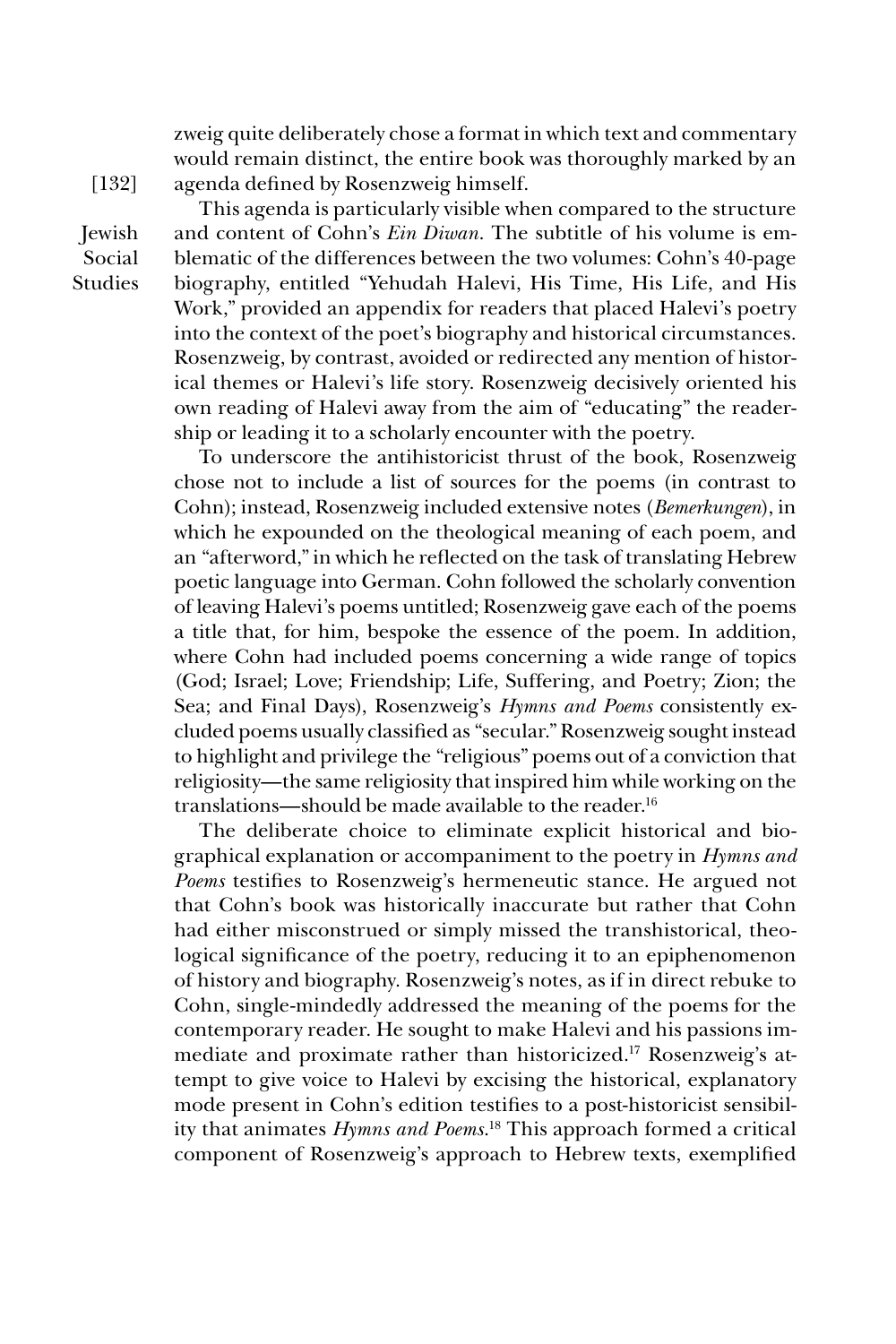zweig quite deliberately chose a format in which text and commentary would remain distinct, the entire book was thoroughly marked by an agenda defined by Rosenzweig himself.

This agenda is particularly visible when compared to the structure and content of Cohn's *Ein Diwan*. The subtitle of his volume is emblematic of the differences between the two volumes: Cohn's 40-page biography, entitled "Yehudah Halevi, His Time, His Life, and His Work," provided an appendix for readers that placed Halevi's poetry into the context of the poet's biography and historical circumstances. Rosenzweig, by contrast, avoided or redirected any mention of historical themes or Halevi's life story. Rosenzweig decisively oriented his own reading of Halevi away from the aim of "educating" the readership or leading it to a scholarly encounter with the poetry.

To underscore the antihistoricist thrust of the book, Rosenzweig chose not to include a list of sources for the poems (in contrast to Cohn); instead, Rosenzweig included extensive notes (*Bemerkungen*), in which he expounded on the theological meaning of each poem, and an "afterword," in which he reflected on the task of translating Hebrew poetic language into German. Cohn followed the scholarly convention of leaving Halevi's poems untitled; Rosenzweig gave each of the poems a title that, for him, bespoke the essence of the poem. In addition, where Cohn had included poems concerning a wide range of topics (God; Israel; Love; Friendship; Life, Suffering, and Poetry; Zion; the Sea; and Final Days), Rosenzweig's *Hymns and Poems* consistently excluded poems usually classified as "secular." Rosenzweig sought instead to highlight and privilege the "religious" poems out of a conviction that religiosity—the same religiosity that inspired him while working on the translations—should be made available to the reader.[16]

The deliberate choice to eliminate explicit historical and biographical explanation or accompaniment to the poetry in *Hymns and Poems* testifies to Rosenzweig's hermeneutic stance. He argued not that Cohn's book was historically inaccurate but rather that Cohn had either misconstrued or simply missed the transhistorical, theological significance of the poetry, reducing it to an epiphenomenon of history and biography. Rosenzweig's notes, as if in direct rebuke to Cohn, single-mindedly addressed the meaning of the poems for the contemporary reader. He sought to make Halevi and his passions immediate and proximate rather than historicized.[17] Rosenzweig's attempt to give voice to Halevi by excising the historical, explanatory mode present in Cohn's edition testifies to a post-historicist sensibility that animates *Hymns and Poems*.[18] This approach formed a critical component of Rosenzweig's approach to Hebrew texts, exemplified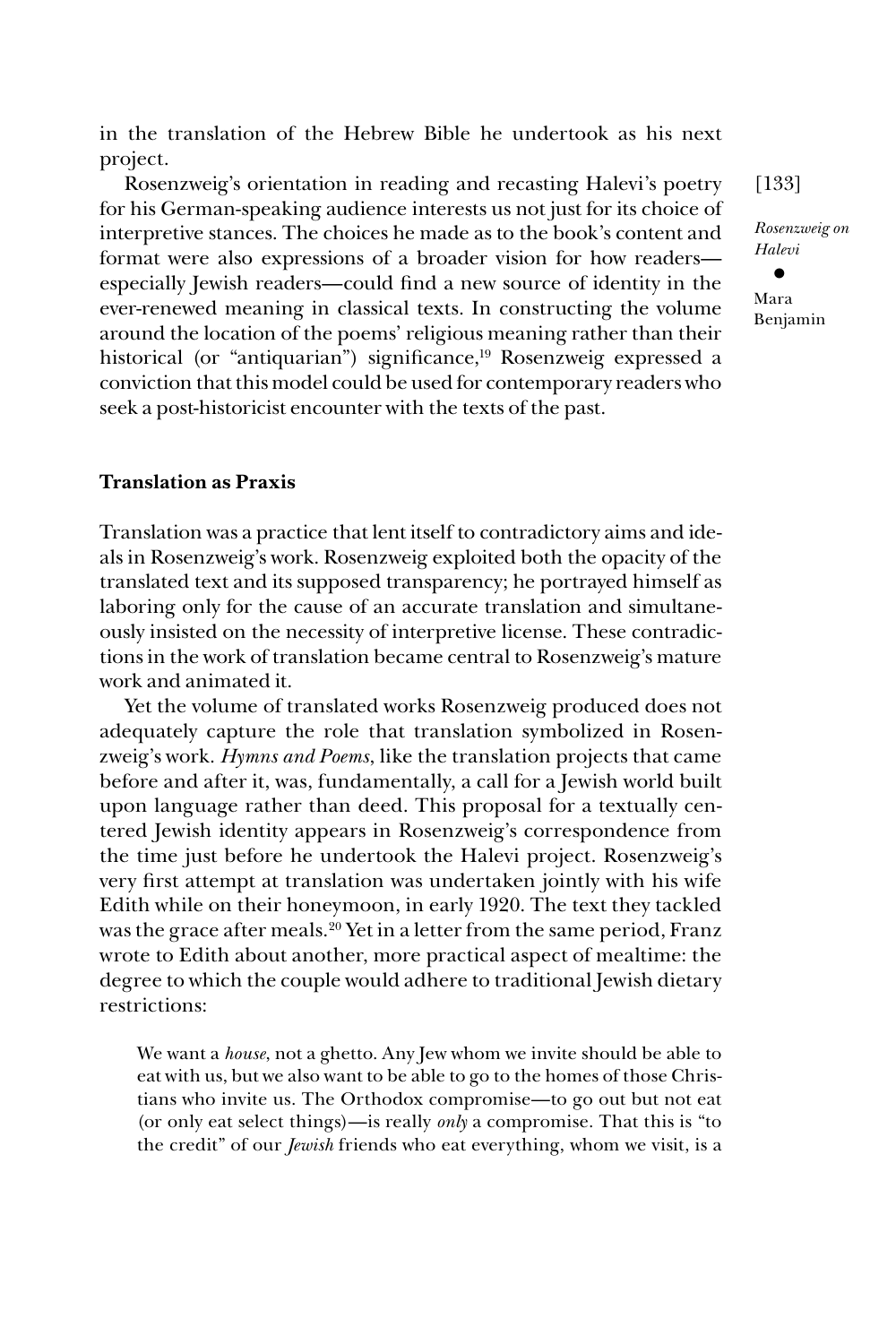in the translation of the Hebrew Bible he undertook as his next project.

Rosenzweig's orientation in reading and recasting Halevi's poetry for his German-speaking audience interests us not just for its choice of interpretive stances. The choices he made as to the book's content and format were also expressions of a broader vision for how readers—especially Jewish readers—could find a new source of identity in the ever-renewed meaning in classical texts. In constructing the volume around the location of the poems' religious meaning rather than their historical (or "antiquarian") significance,[19] Rosenzweig expressed a conviction that this model could be used for contemporary readers who seek a post-historicist encounter with the texts of the past.

## Translation as Praxis

Translation was a practice that lent itself to contradictory aims and ideals in Rosenzweig's work. Rosenzweig exploited both the opacity of the translated text and its supposed transparency; he portrayed himself as laboring only for the cause of an accurate translation and simultaneously insisted on the necessity of interpretive license. These contradictions in the work of translation became central to Rosenzweig's mature work and animated it.

Yet the volume of translated works Rosenzweig produced does not adequately capture the role that translation symbolized in Rosenzweig's work. *Hymns and Poems*, like the translation projects that came before and after it, was, fundamentally, a call for a Jewish world built upon language rather than deed. This proposal for a textually centered Jewish identity appears in Rosenzweig's correspondence from the time just before he undertook the Halevi project. Rosenzweig's very first attempt at translation was undertaken jointly with his wife Edith while on their honeymoon, in early 1920. The text they tackled was the grace after meals.[20] Yet in a letter from the same period, Franz wrote to Edith about another, more practical aspect of mealtime: the degree to which the couple would adhere to traditional Jewish dietary restrictions:

> We want a *house*, not a ghetto. Any Jew whom we invite should be able to eat with us, but we also want to be able to go to the homes of those Christians who invite us. The Orthodox compromise—to go out but not eat (or only eat select things)—is really *only* a compromise. That this is "to the credit" of our *Jewish* friends who eat everything, whom we visit, is a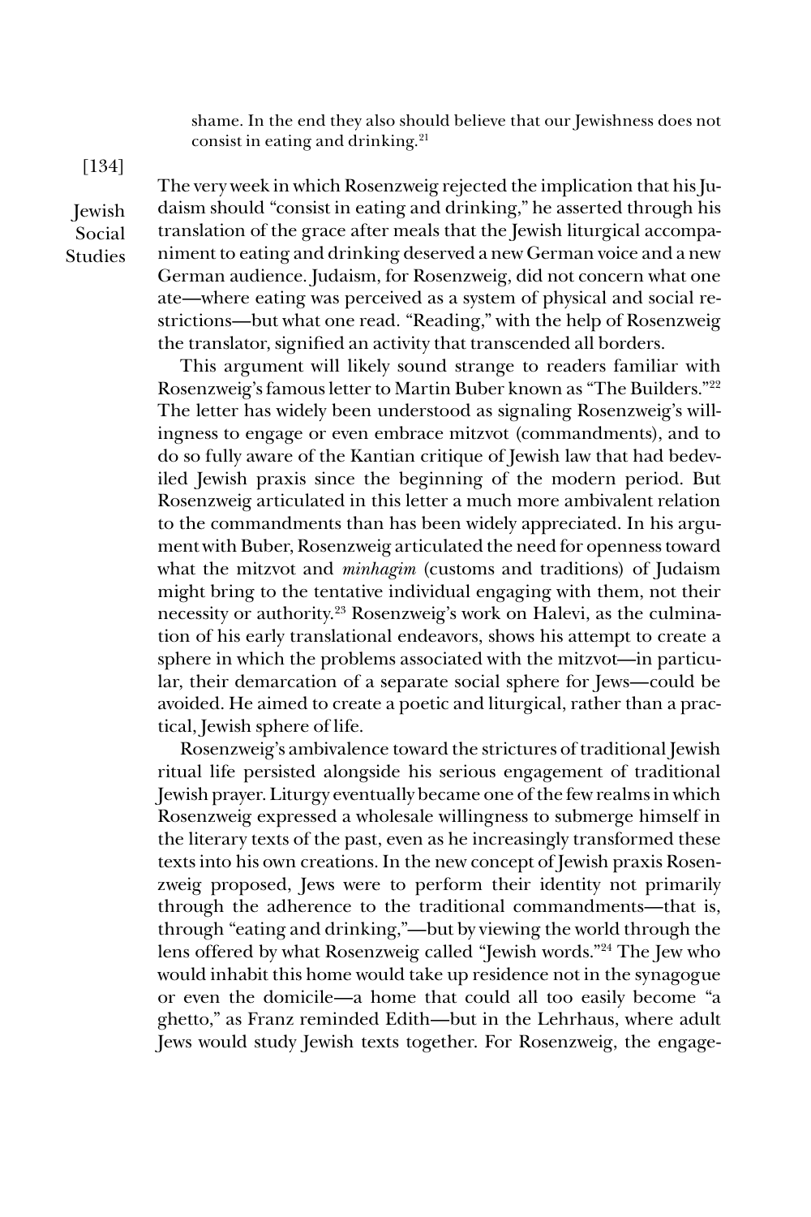shame. In the end they also should believe that our Jewishness does not consist in eating and drinking.[21]

The very week in which Rosenzweig rejected the implication that his Judaism should "consist in eating and drinking," he asserted through his translation of the grace after meals that the Jewish liturgical accompaniment to eating and drinking deserved a new German voice and a new German audience. Judaism, for Rosenzweig, did not concern what one ate—where eating was perceived as a system of physical and social restrictions—but what one read. "Reading," with the help of Rosenzweig the translator, signified an activity that transcended all borders.

This argument will likely sound strange to readers familiar with Rosenzweig's famous letter to Martin Buber known as "The Builders."[22] The letter has widely been understood as signaling Rosenzweig's willingness to engage or even embrace mitzvot (commandments), and to do so fully aware of the Kantian critique of Jewish law that had bedeviled Jewish praxis since the beginning of the modern period. But Rosenzweig articulated in this letter a much more ambivalent relation to the commandments than has been widely appreciated. In his argument with Buber, Rosenzweig articulated the need for openness toward what the mitzvot and *minhagim* (customs and traditions) of Judaism might bring to the tentative individual engaging with them, not their necessity or authority.[23] Rosenzweig's work on Halevi, as the culmination of his early translational endeavors, shows his attempt to create a sphere in which the problems associated with the mitzvot—in particular, their demarcation of a separate social sphere for Jews—could be avoided. He aimed to create a poetic and liturgical, rather than a practical, Jewish sphere of life.

Rosenzweig's ambivalence toward the strictures of traditional Jewish ritual life persisted alongside his serious engagement of traditional Jewish prayer. Liturgy eventually became one of the few realms in which Rosenzweig expressed a wholesale willingness to submerge himself in the literary texts of the past, even as he increasingly transformed these texts into his own creations. In the new concept of Jewish praxis Rosenzweig proposed, Jews were to perform their identity not primarily through the adherence to the traditional commandments—that is, through "eating and drinking,"—but by viewing the world through the lens offered by what Rosenzweig called "Jewish words."[24] The Jew who would inhabit this home would take up residence not in the synagogue or even the domicile—a home that could all too easily become "a ghetto," as Franz reminded Edith—but in the Lehrhaus, where adult Jews would study Jewish texts together. For Rosenzweig, the engage-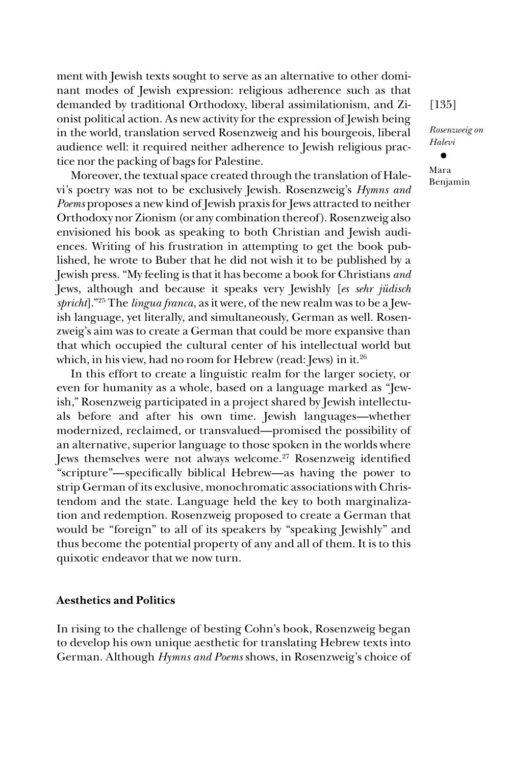ment with Jewish texts sought to serve as an alternative to other dominant modes of Jewish expression: religious adherence such as that demanded by traditional Orthodoxy, liberal assimilationism, and Zionist political action. As new activity for the expression of Jewish being in the world, translation served Rosenzweig and his bourgeois, liberal audience well: it required neither adherence to Jewish religious practice nor the packing of bags for Palestine.

Moreover, the textual space created through the translation of Halevi's poetry was not to be exclusively Jewish. Rosenzweig's *Hymns and Poems* proposes a new kind of Jewish praxis for Jews attracted to neither Orthodoxy nor Zionism (or any combination thereof). Rosenzweig also envisioned his book as speaking to both Christian and Jewish audiences. Writing of his frustration in attempting to get the book published, he wrote to Buber that he did not wish it to be published by a Jewish press. "My feeling is that it has become a book for Christians *and* Jews, although and because it speaks very Jewishly [*es sehr jüdisch spricht*]."[25] The *lingua franca*, as it were, of the new realm was to be a Jewish language, yet literally, and simultaneously, German as well. Rosenzweig's aim was to create a German that could be more expansive than that which occupied the cultural center of his intellectual world but which, in his view, had no room for Hebrew (read: Jews) in it.[26]

In this effort to create a linguistic realm for the larger society, or even for humanity as a whole, based on a language marked as "Jewish," Rosenzweig participated in a project shared by Jewish intellectuals before and after his own time. Jewish languages—whether modernized, reclaimed, or transvalued—promised the possibility of an alternative, superior language to those spoken in the worlds where Jews themselves were not always welcome.[27] Rosenzweig identified "scripture"—specifically biblical Hebrew—as having the power to strip German of its exclusive, monochromatic associations with Christendom and the state. Language held the key to both marginalization and redemption. Rosenzweig proposed to create a German that would be "foreign" to all of its speakers by "speaking Jewishly" and thus become the potential property of any and all of them. It is to this quixotic endeavor that we now turn.

## Aesthetics and Politics

In rising to the challenge of besting Cohn's book, Rosenzweig began to develop his own unique aesthetic for translating Hebrew texts into German. Although *Hymns and Poems* shows, in Rosenzweig's choice of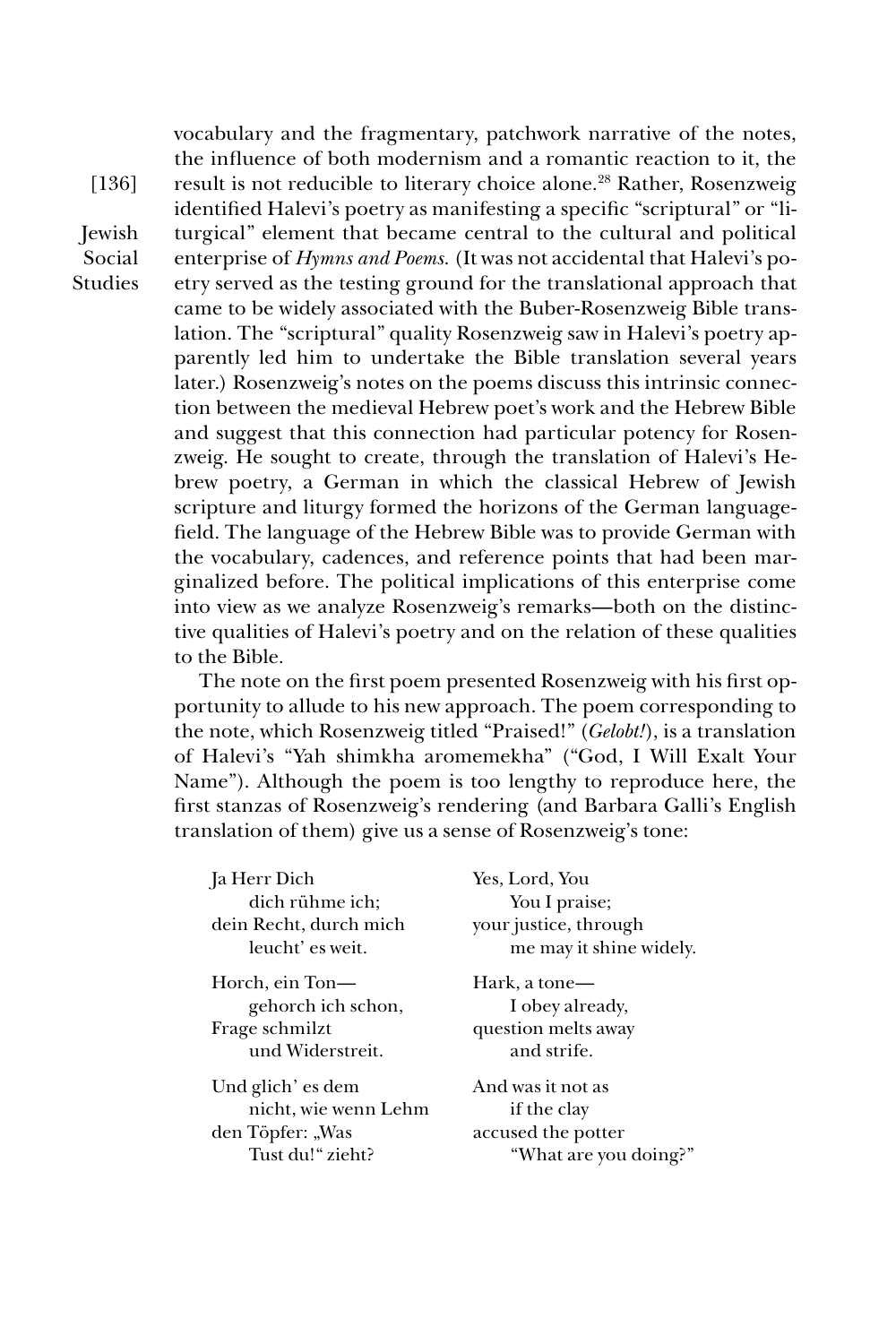vocabulary and the fragmentary, patchwork narrative of the notes, the influence of both modernism and a romantic reaction to it, the result is not reducible to literary choice alone.[28] Rather, Rosenzweig identified Halevi's poetry as manifesting a specific "scriptural" or "liturgical" element that became central to the cultural and political enterprise of *Hymns and Poems.* (It was not accidental that Halevi's poetry served as the testing ground for the translational approach that came to be widely associated with the Buber-Rosenzweig Bible translation. The "scriptural" quality Rosenzweig saw in Halevi's poetry apparently led him to undertake the Bible translation several years later.) Rosenzweig's notes on the poems discuss this intrinsic connection between the medieval Hebrew poet's work and the Hebrew Bible and suggest that this connection had particular potency for Rosenzweig. He sought to create, through the translation of Halevi's Hebrew poetry, a German in which the classical Hebrew of Jewish scripture and liturgy formed the horizons of the German language-field. The language of the Hebrew Bible was to provide German with the vocabulary, cadences, and reference points that had been marginalized before. The political implications of this enterprise come into view as we analyze Rosenzweig's remarks—both on the distinctive qualities of Halevi's poetry and on the relation of these qualities to the Bible.

The note on the first poem presented Rosenzweig with his first opportunity to allude to his new approach. The poem corresponding to the note, which Rosenzweig titled "Praised!" (*Gelobt!*), is a translation of Halevi's "Yah shimkha aromemekha" ("God, I Will Exalt Your Name"). Although the poem is too lengthy to reproduce here, the first stanzas of Rosenzweig's rendering (and Barbara Galli's English translation of them) give us a sense of Rosenzweig's tone:

| | |
|---|---|
| Ja Herr Dich<br>dich rühme ich;<br>dein Recht, durch mich<br>leucht' es weit. | Yes, Lord, You<br>You I praise;<br>your justice, through<br>me may it shine widely. |
| Horch, ein Ton—<br>gehorch ich schon,<br>Frage schmilzt<br>und Widerstreit. | Hark, a tone—<br>I obey already,<br>question melts away<br>and strife. |
| Und glich' es dem<br>nicht, wie wenn Lehm<br>den Töpfer: „Was<br>Tust du!" zieht? | And was it not as<br>if the clay<br>accused the potter<br>"What are you doing?" |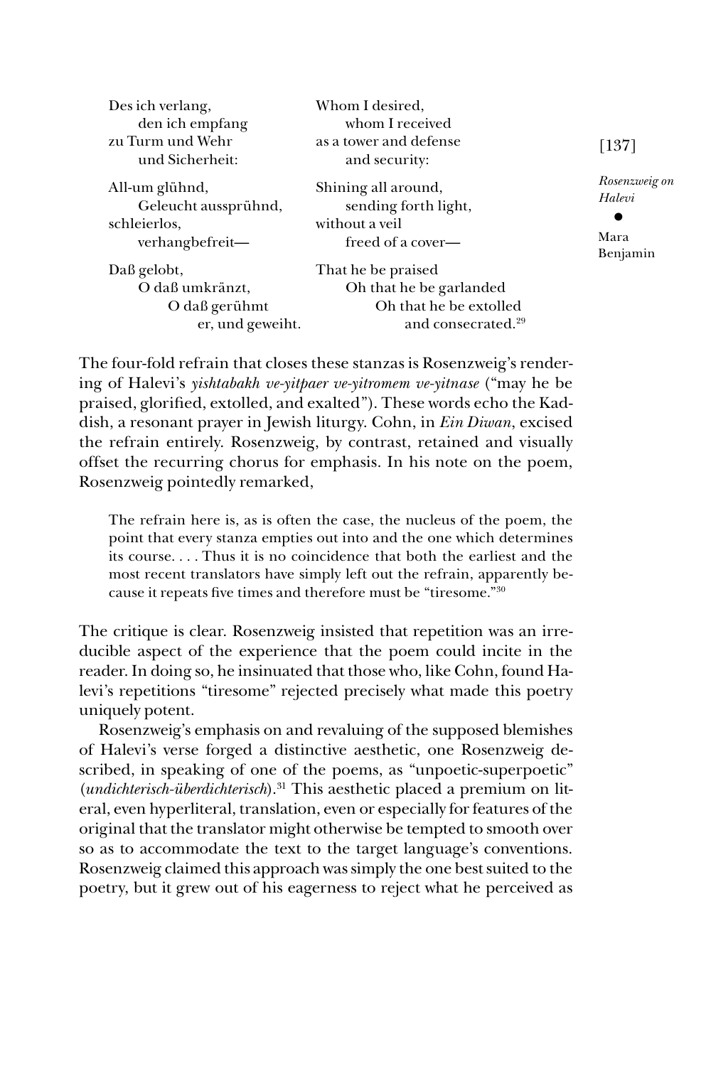| | |
|---|---|
| Des ich verlang,<br>den ich empfang<br>zu Turm und Wehr<br>und Sicherheit: | Whom I desired,<br>whom I received<br>as a tower and defense<br>and security: |
| All-um glühnd,<br>Geleucht aussprühnd,<br>schleierlos,<br>verhangbefreit— | Shining all around,<br>sending forth light,<br>without a veil<br>freed of a cover— |
| Daß gelobt,<br>O daß umkränzt,<br>O daß gerühmt<br>er, und geweiht. | That he be praised<br>Oh that he be garlanded<br>Oh that he be extolled<br>and consecrated.[29] |

The four-fold refrain that closes these stanzas is Rosenzweig's rendering of Halevi's *yishtabakh ve-yitpaer ve-yitromem ve-yitnase* ("may he be praised, glorified, extolled, and exalted"). These words echo the Kaddish, a resonant prayer in Jewish liturgy. Cohn, in *Ein Diwan*, excised the refrain entirely. Rosenzweig, by contrast, retained and visually offset the recurring chorus for emphasis. In his note on the poem, Rosenzweig pointedly remarked,

> The refrain here is, as is often the case, the nucleus of the poem, the point that every stanza empties out into and the one which determines its course. . . . Thus it is no coincidence that both the earliest and the most recent translators have simply left out the refrain, apparently because it repeats five times and therefore must be "tiresome."[30]

The critique is clear. Rosenzweig insisted that repetition was an irreducible aspect of the experience that the poem could incite in the reader. In doing so, he insinuated that those who, like Cohn, found Halevi's repetitions "tiresome" rejected precisely what made this poetry uniquely potent.

Rosenzweig's emphasis on and revaluing of the supposed blemishes of Halevi's verse forged a distinctive aesthetic, one Rosenzweig described, in speaking of one of the poems, as "unpoetic-superpoetic" (*undichterisch-überdichterisch*).[31] This aesthetic placed a premium on literal, even hyperliteral, translation, even or especially for features of the original that the translator might otherwise be tempted to smooth over so as to accommodate the text to the target language's conventions. Rosenzweig claimed this approach was simply the one best suited to the poetry, but it grew out of his eagerness to reject what he perceived as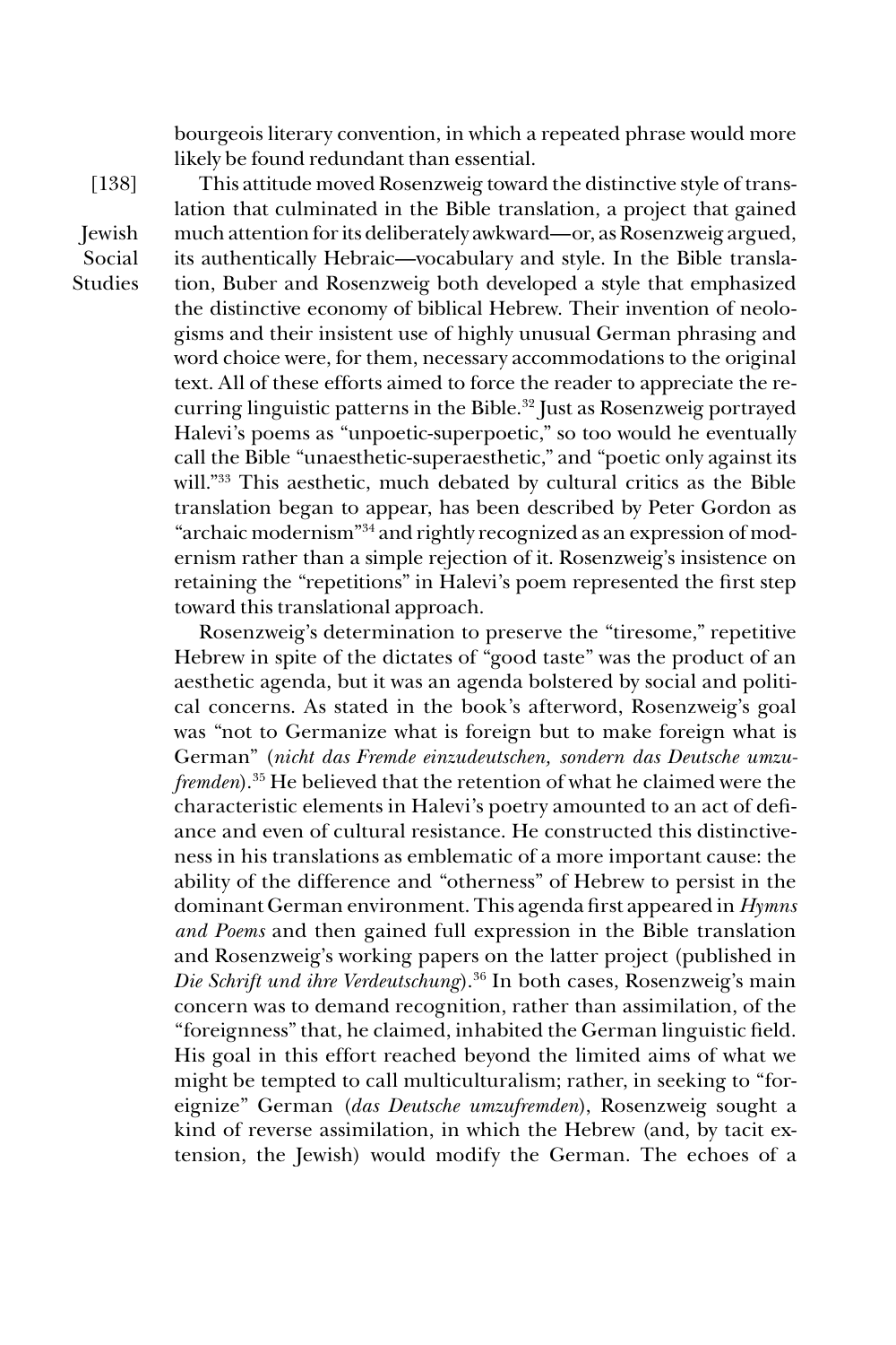bourgeois literary convention, in which a repeated phrase would more likely be found redundant than essential.

This attitude moved Rosenzweig toward the distinctive style of translation that culminated in the Bible translation, a project that gained much attention for its deliberately awkward—or, as Rosenzweig argued, its authentically Hebraic—vocabulary and style. In the Bible translation, Buber and Rosenzweig both developed a style that emphasized the distinctive economy of biblical Hebrew. Their invention of neologisms and their insistent use of highly unusual German phrasing and word choice were, for them, necessary accommodations to the original text. All of these efforts aimed to force the reader to appreciate the recurring linguistic patterns in the Bible.[32] Just as Rosenzweig portrayed Halevi's poems as "unpoetic-superpoetic," so too would he eventually call the Bible "unaesthetic-superaesthetic," and "poetic only against its will."[33] This aesthetic, much debated by cultural critics as the Bible translation began to appear, has been described by Peter Gordon as "archaic modernism"[34] and rightly recognized as an expression of modernism rather than a simple rejection of it. Rosenzweig's insistence on retaining the "repetitions" in Halevi's poem represented the first step toward this translational approach.

Rosenzweig's determination to preserve the "tiresome," repetitive Hebrew in spite of the dictates of "good taste" was the product of an aesthetic agenda, but it was an agenda bolstered by social and political concerns. As stated in the book's afterword, Rosenzweig's goal was "not to Germanize what is foreign but to make foreign what is German" (*nicht das Fremde einzudeutschen, sondern das Deutsche umzufremden*).[35] He believed that the retention of what he claimed were the characteristic elements in Halevi's poetry amounted to an act of defiance and even of cultural resistance. He constructed this distinctiveness in his translations as emblematic of a more important cause: the ability of the difference and "otherness" of Hebrew to persist in the dominant German environment. This agenda first appeared in *Hymns and Poems* and then gained full expression in the Bible translation and Rosenzweig's working papers on the latter project (published in *Die Schrift und ihre Verdeutschung*).[36] In both cases, Rosenzweig's main concern was to demand recognition, rather than assimilation, of the "foreignness" that, he claimed, inhabited the German linguistic field. His goal in this effort reached beyond the limited aims of what we might be tempted to call multiculturalism; rather, in seeking to "foreignize" German (*das Deutsche umzufremden*), Rosenzweig sought a kind of reverse assimilation, in which the Hebrew (and, by tacit extension, the Jewish) would modify the German. The echoes of a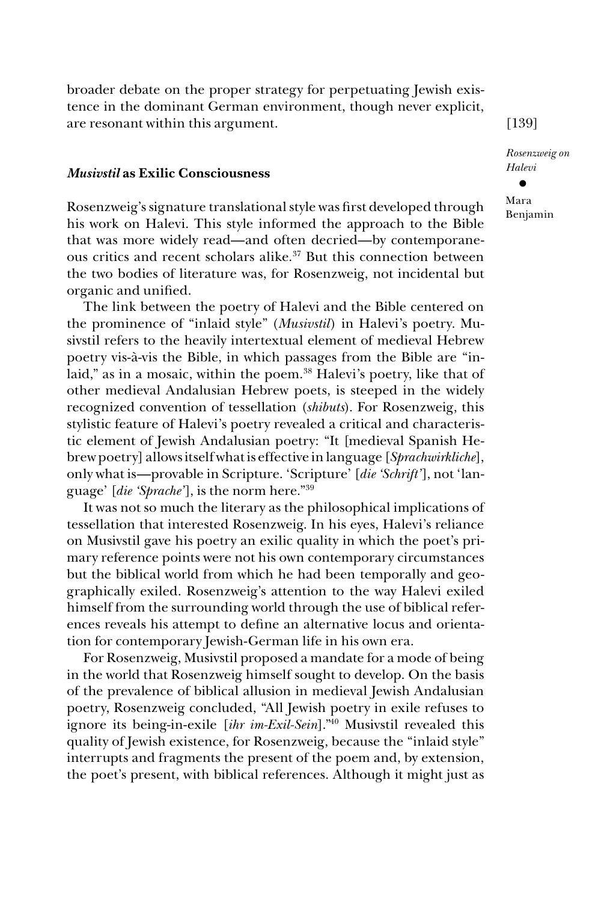broader debate on the proper strategy for perpetuating Jewish existence in the dominant German environment, though never explicit, are resonant within this argument.

### *Musivstil* as Exilic Consciousness

Rosenzweig's signature translational style was first developed through his work on Halevi. This style informed the approach to the Bible that was more widely read—and often decried—by contemporaneous critics and recent scholars alike.[37] But this connection between the two bodies of literature was, for Rosenzweig, not incidental but organic and unified.

The link between the poetry of Halevi and the Bible centered on the prominence of "inlaid style" (*Musivstil*) in Halevi's poetry. Musivstil refers to the heavily intertextual element of medieval Hebrew poetry vis-à-vis the Bible, in which passages from the Bible are "inlaid," as in a mosaic, within the poem.[38] Halevi's poetry, like that of other medieval Andalusian Hebrew poets, is steeped in the widely recognized convention of tessellation (*shibuts*). For Rosenzweig, this stylistic feature of Halevi's poetry revealed a critical and characteristic element of Jewish Andalusian poetry: "It [medieval Spanish Hebrew poetry] allows itself what is effective in language [*Sprachwirkliche*], only what is—provable in Scripture. 'Scripture' [*die 'Schrift'*], not 'language' [*die 'Sprache'*], is the norm here."[39]

It was not so much the literary as the philosophical implications of tessellation that interested Rosenzweig. In his eyes, Halevi's reliance on Musivstil gave his poetry an exilic quality in which the poet's primary reference points were not his own contemporary circumstances but the biblical world from which he had been temporally and geographically exiled. Rosenzweig's attention to the way Halevi exiled himself from the surrounding world through the use of biblical references reveals his attempt to define an alternative locus and orientation for contemporary Jewish-German life in his own era.

For Rosenzweig, Musivstil proposed a mandate for a mode of being in the world that Rosenzweig himself sought to develop. On the basis of the prevalence of biblical allusion in medieval Jewish Andalusian poetry, Rosenzweig concluded, "All Jewish poetry in exile refuses to ignore its being-in-exile [*ihr im-Exil-Sein*]."[40] Musivstil revealed this quality of Jewish existence, for Rosenzweig, because the "inlaid style" interrupts and fragments the present of the poem and, by extension, the poet's present, with biblical references. Although it might just as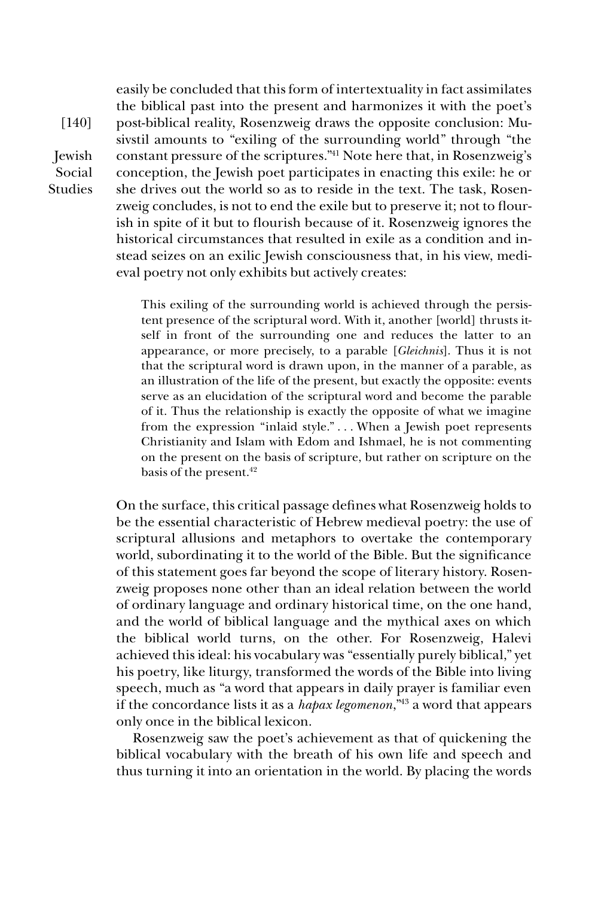easily be concluded that this form of intertextuality in fact assimilates the biblical past into the present and harmonizes it with the poet's post-biblical reality, Rosenzweig draws the opposite conclusion: Musivstil amounts to "exiling of the surrounding world" through "the constant pressure of the scriptures."[41] Note here that, in Rosenzweig's conception, the Jewish poet participates in enacting this exile: he or she drives out the world so as to reside in the text. The task, Rosenzweig concludes, is not to end the exile but to preserve it; not to flourish in spite of it but to flourish because of it. Rosenzweig ignores the historical circumstances that resulted in exile as a condition and instead seizes on an exilic Jewish consciousness that, in his view, medieval poetry not only exhibits but actively creates:

> This exiling of the surrounding world is achieved through the persistent presence of the scriptural word. With it, another [world] thrusts itself in front of the surrounding one and reduces the latter to an appearance, or more precisely, to a parable [*Gleichnis*]. Thus it is not that the scriptural word is drawn upon, in the manner of a parable, as an illustration of the life of the present, but exactly the opposite: events serve as an elucidation of the scriptural word and become the parable of it. Thus the relationship is exactly the opposite of what we imagine from the expression "inlaid style." . . . When a Jewish poet represents Christianity and Islam with Edom and Ishmael, he is not commenting on the present on the basis of scripture, but rather on scripture on the basis of the present.[42]

On the surface, this critical passage defines what Rosenzweig holds to be the essential characteristic of Hebrew medieval poetry: the use of scriptural allusions and metaphors to overtake the contemporary world, subordinating it to the world of the Bible. But the significance of this statement goes far beyond the scope of literary history. Rosenzweig proposes none other than an ideal relation between the world of ordinary language and ordinary historical time, on the one hand, and the world of biblical language and the mythical axes on which the biblical world turns, on the other. For Rosenzweig, Halevi achieved this ideal: his vocabulary was "essentially purely biblical," yet his poetry, like liturgy, transformed the words of the Bible into living speech, much as "a word that appears in daily prayer is familiar even if the concordance lists it as a *hapax legomenon*,"[43] a word that appears only once in the biblical lexicon.

Rosenzweig saw the poet's achievement as that of quickening the biblical vocabulary with the breath of his own life and speech and thus turning it into an orientation in the world. By placing the words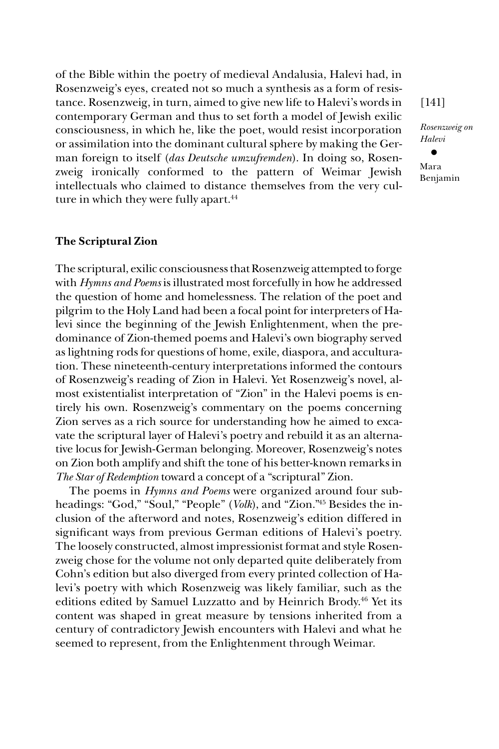of the Bible within the poetry of medieval Andalusia, Halevi had, in Rosenzweig's eyes, created not so much a synthesis as a form of resistance. Rosenzweig, in turn, aimed to give new life to Halevi's words in contemporary German and thus to set forth a model of Jewish exilic consciousness, in which he, like the poet, would resist incorporation or assimilation into the dominant cultural sphere by making the German foreign to itself (*das Deutsche umzufremden*). In doing so, Rosenzweig ironically conformed to the pattern of Weimar Jewish intellectuals who claimed to distance themselves from the very culture in which they were fully apart.[44]

**The Scriptural Zion**

The scriptural, exilic consciousness that Rosenzweig attempted to forge with *Hymns and Poems* is illustrated most forcefully in how he addressed the question of home and homelessness. The relation of the poet and pilgrim to the Holy Land had been a focal point for interpreters of Halevi since the beginning of the Jewish Enlightenment, when the predominance of Zion-themed poems and Halevi's own biography served as lightning rods for questions of home, exile, diaspora, and acculturation. These nineteenth-century interpretations informed the contours of Rosenzweig's reading of Zion in Halevi. Yet Rosenzweig's novel, almost existentialist interpretation of "Zion" in the Halevi poems is entirely his own. Rosenzweig's commentary on the poems concerning Zion serves as a rich source for understanding how he aimed to excavate the scriptural layer of Halevi's poetry and rebuild it as an alternative locus for Jewish-German belonging. Moreover, Rosenzweig's notes on Zion both amplify and shift the tone of his better-known remarks in *The Star of Redemption* toward a concept of a "scriptural" Zion.

The poems in *Hymns and Poems* were organized around four subheadings: "God," "Soul," "People" (*Volk*), and "Zion."[45] Besides the inclusion of the afterword and notes, Rosenzweig's edition differed in significant ways from previous German editions of Halevi's poetry. The loosely constructed, almost impressionist format and style Rosenzweig chose for the volume not only departed quite deliberately from Cohn's edition but also diverged from every printed collection of Halevi's poetry with which Rosenzweig was likely familiar, such as the editions edited by Samuel Luzzatto and by Heinrich Brody.[46] Yet its content was shaped in great measure by tensions inherited from a century of contradictory Jewish encounters with Halevi and what he seemed to represent, from the Enlightenment through Weimar.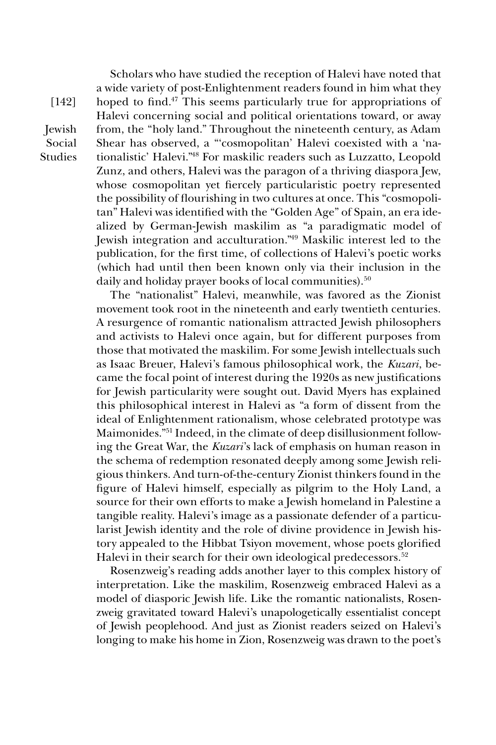Scholars who have studied the reception of Halevi have noted that a wide variety of post-Enlightenment readers found in him what they hoped to find.[47] This seems particularly true for appropriations of Halevi concerning social and political orientations toward, or away from, the "holy land." Throughout the nineteenth century, as Adam Shear has observed, a "'cosmopolitan' Halevi coexisted with a 'nationalistic' Halevi."[48] For maskilic readers such as Luzzatto, Leopold Zunz, and others, Halevi was the paragon of a thriving diaspora Jew, whose cosmopolitan yet fiercely particularistic poetry represented the possibility of flourishing in two cultures at once. This "cosmopolitan" Halevi was identified with the "Golden Age" of Spain, an era idealized by German-Jewish maskilim as "a paradigmatic model of Jewish integration and acculturation."[49] Maskilic interest led to the publication, for the first time, of collections of Halevi's poetic works (which had until then been known only via their inclusion in the daily and holiday prayer books of local communities).[50]

The "nationalist" Halevi, meanwhile, was favored as the Zionist movement took root in the nineteenth and early twentieth centuries. A resurgence of romantic nationalism attracted Jewish philosophers and activists to Halevi once again, but for different purposes from those that motivated the maskilim. For some Jewish intellectuals such as Isaac Breuer, Halevi's famous philosophical work, the *Kuzari*, became the focal point of interest during the 1920s as new justifications for Jewish particularity were sought out. David Myers has explained this philosophical interest in Halevi as "a form of dissent from the ideal of Enlightenment rationalism, whose celebrated prototype was Maimonides."[51] Indeed, in the climate of deep disillusionment following the Great War, the *Kuzari*'s lack of emphasis on human reason in the schema of redemption resonated deeply among some Jewish religious thinkers. And turn-of-the-century Zionist thinkers found in the figure of Halevi himself, especially as pilgrim to the Holy Land, a source for their own efforts to make a Jewish homeland in Palestine a tangible reality. Halevi's image as a passionate defender of a particularist Jewish identity and the role of divine providence in Jewish history appealed to the Hibbat Tsiyon movement, whose poets glorified Halevi in their search for their own ideological predecessors.[52]

Rosenzweig's reading adds another layer to this complex history of interpretation. Like the maskilim, Rosenzweig embraced Halevi as a model of diasporic Jewish life. Like the romantic nationalists, Rosenzweig gravitated toward Halevi's unapologetically essentialist concept of Jewish peoplehood. And just as Zionist readers seized on Halevi's longing to make his home in Zion, Rosenzweig was drawn to the poet's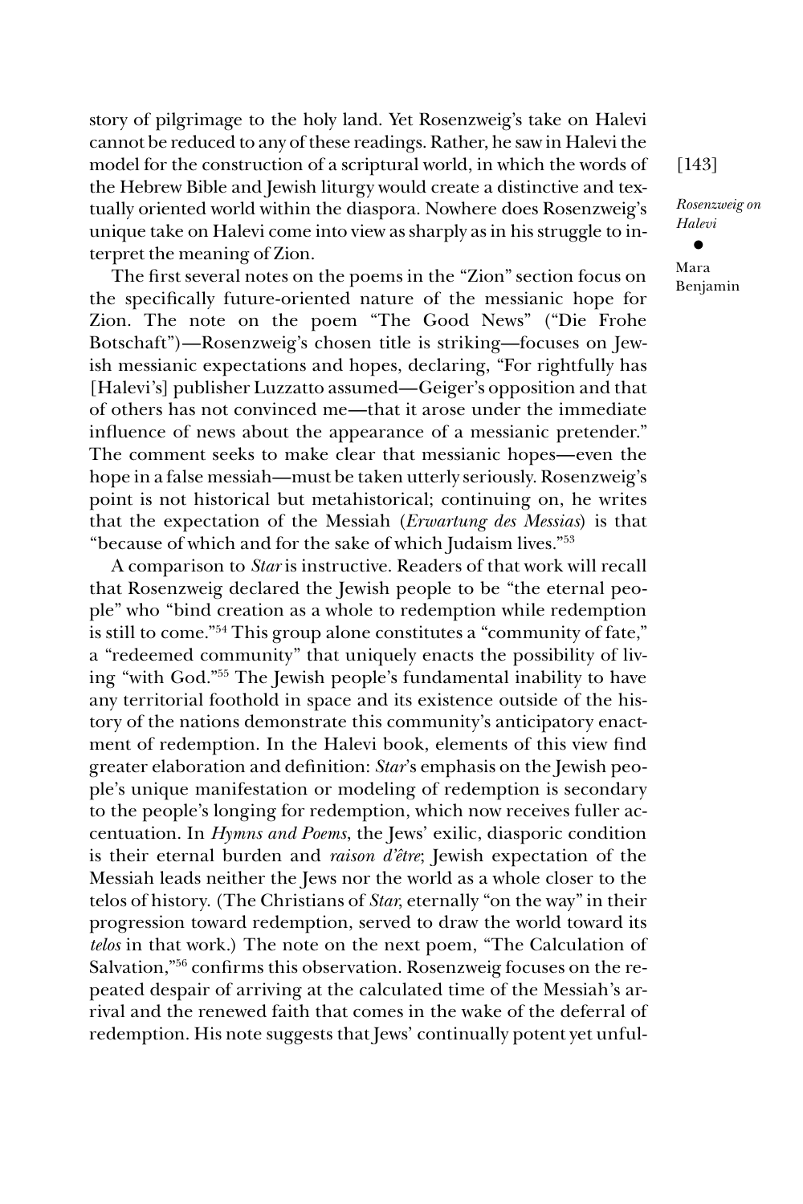story of pilgrimage to the holy land. Yet Rosenzweig's take on Halevi cannot be reduced to any of these readings. Rather, he saw in Halevi the model for the construction of a scriptural world, in which the words of the Hebrew Bible and Jewish liturgy would create a distinctive and textually oriented world within the diaspora. Nowhere does Rosenzweig's unique take on Halevi come into view as sharply as in his struggle to interpret the meaning of Zion.

The first several notes on the poems in the "Zion" section focus on the specifically future-oriented nature of the messianic hope for Zion. The note on the poem "The Good News" ("Die Frohe Botschaft")—Rosenzweig's chosen title is striking—focuses on Jewish messianic expectations and hopes, declaring, "For rightfully has [Halevi's] publisher Luzzatto assumed—Geiger's opposition and that of others has not convinced me—that it arose under the immediate influence of news about the appearance of a messianic pretender." The comment seeks to make clear that messianic hopes—even the hope in a false messiah—must be taken utterly seriously. Rosenzweig's point is not historical but metahistorical; continuing on, he writes that the expectation of the Messiah (*Erwartung des Messias*) is that "because of which and for the sake of which Judaism lives."[53]

A comparison to *Star* is instructive. Readers of that work will recall that Rosenzweig declared the Jewish people to be "the eternal people" who "bind creation as a whole to redemption while redemption is still to come."[54] This group alone constitutes a "community of fate," a "redeemed community" that uniquely enacts the possibility of living "with God."[55] The Jewish people's fundamental inability to have any territorial foothold in space and its existence outside of the history of the nations demonstrate this community's anticipatory enactment of redemption. In the Halevi book, elements of this view find greater elaboration and definition: *Star*'s emphasis on the Jewish people's unique manifestation or modeling of redemption is secondary to the people's longing for redemption, which now receives fuller accentuation. In *Hymns and Poems*, the Jews' exilic, diasporic condition is their eternal burden and *raison d'être*; Jewish expectation of the Messiah leads neither the Jews nor the world as a whole closer to the telos of history. (The Christians of *Star*, eternally "on the way" in their progression toward redemption, served to draw the world toward its *telos* in that work.) The note on the next poem, "The Calculation of Salvation,"[56] confirms this observation. Rosenzweig focuses on the repeated despair of arriving at the calculated time of the Messiah's arrival and the renewed faith that comes in the wake of the deferral of redemption. His note suggests that Jews' continually potent yet unful-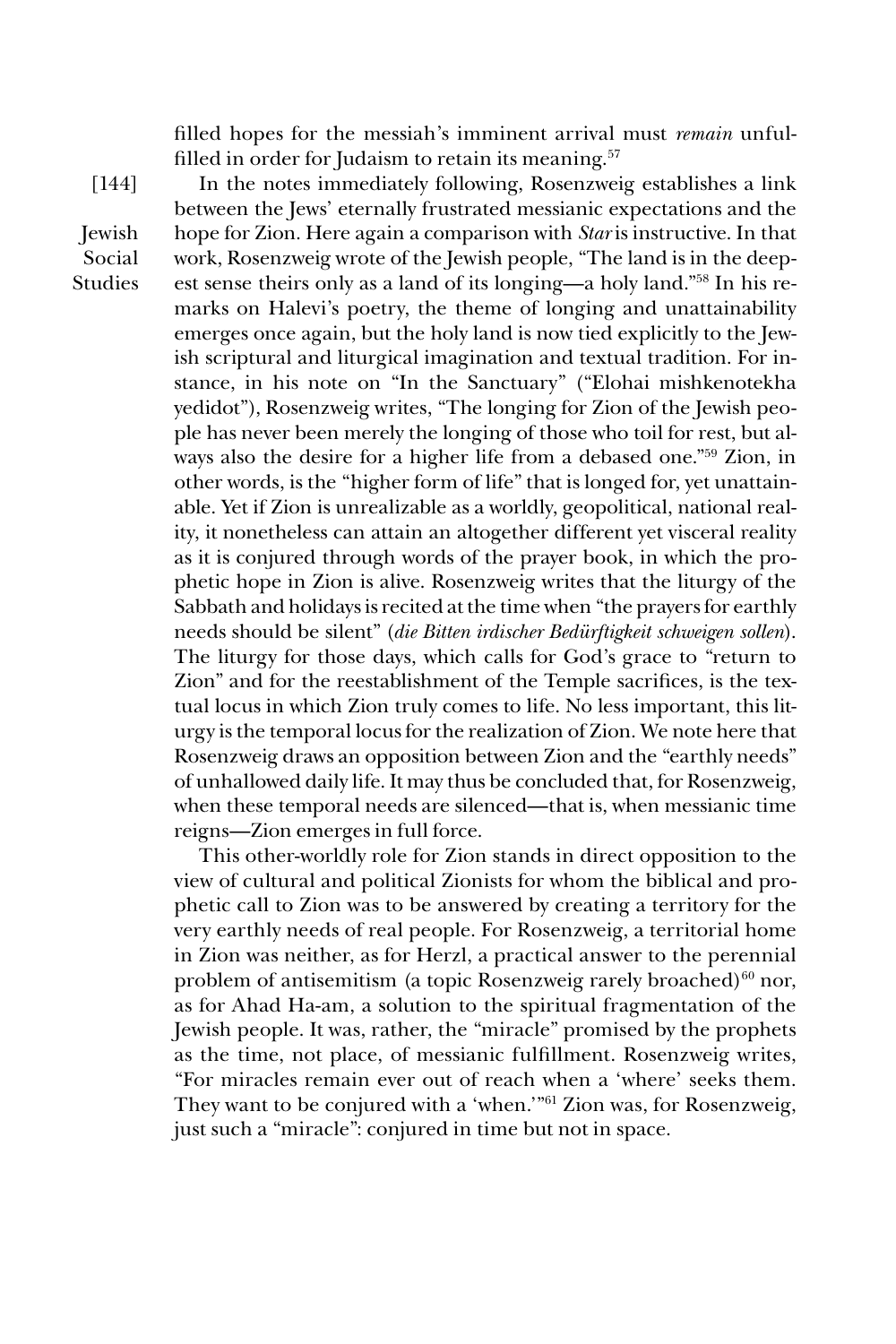filled hopes for the messiah's imminent arrival must *remain* unfulfilled in order for Judaism to retain its meaning.[57]

In the notes immediately following, Rosenzweig establishes a link between the Jews' eternally frustrated messianic expectations and the hope for Zion. Here again a comparison with *Star* is instructive. In that work, Rosenzweig wrote of the Jewish people, "The land is in the deepest sense theirs only as a land of its longing—a holy land."[58] In his remarks on Halevi's poetry, the theme of longing and unattainability emerges once again, but the holy land is now tied explicitly to the Jewish scriptural and liturgical imagination and textual tradition. For instance, in his note on "In the Sanctuary" ("Elohai mishkenotekha yedidot"), Rosenzweig writes, "The longing for Zion of the Jewish people has never been merely the longing of those who toil for rest, but always also the desire for a higher life from a debased one."[59] Zion, in other words, is the "higher form of life" that is longed for, yet unattainable. Yet if Zion is unrealizable as a worldly, geopolitical, national reality, it nonetheless can attain an altogether different yet visceral reality as it is conjured through words of the prayer book, in which the prophetic hope in Zion is alive. Rosenzweig writes that the liturgy of the Sabbath and holidays is recited at the time when "the prayers for earthly needs should be silent" (*die Bitten irdischer Bedürftigkeit schweigen sollen*). The liturgy for those days, which calls for God's grace to "return to Zion" and for the reestablishment of the Temple sacrifices, is the textual locus in which Zion truly comes to life. No less important, this liturgy is the temporal locus for the realization of Zion. We note here that Rosenzweig draws an opposition between Zion and the "earthly needs" of unhallowed daily life. It may thus be concluded that, for Rosenzweig, when these temporal needs are silenced—that is, when messianic time reigns—Zion emerges in full force.

This other-worldly role for Zion stands in direct opposition to the view of cultural and political Zionists for whom the biblical and prophetic call to Zion was to be answered by creating a territory for the very earthly needs of real people. For Rosenzweig, a territorial home in Zion was neither, as for Herzl, a practical answer to the perennial problem of antisemitism (a topic Rosenzweig rarely broached)[60] nor, as for Ahad Ha-am, a solution to the spiritual fragmentation of the Jewish people. It was, rather, the "miracle" promised by the prophets as the time, not place, of messianic fulfillment. Rosenzweig writes, "For miracles remain ever out of reach when a 'where' seeks them. They want to be conjured with a 'when.'"[61] Zion was, for Rosenzweig, just such a "miracle": conjured in time but not in space.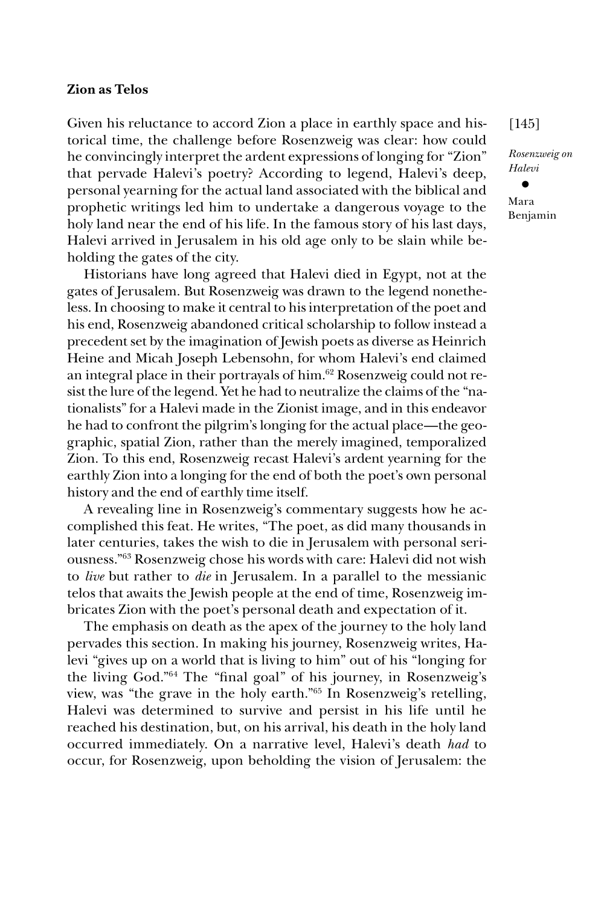**Zion as Telos**

Given his reluctance to accord Zion a place in earthly space and historical time, the challenge before Rosenzweig was clear: how could he convincingly interpret the ardent expressions of longing for "Zion" that pervade Halevi's poetry? According to legend, Halevi's deep, personal yearning for the actual land associated with the biblical and prophetic writings led him to undertake a dangerous voyage to the holy land near the end of his life. In the famous story of his last days, Halevi arrived in Jerusalem in his old age only to be slain while beholding the gates of the city.

Historians have long agreed that Halevi died in Egypt, not at the gates of Jerusalem. But Rosenzweig was drawn to the legend nonetheless. In choosing to make it central to his interpretation of the poet and his end, Rosenzweig abandoned critical scholarship to follow instead a precedent set by the imagination of Jewish poets as diverse as Heinrich Heine and Micah Joseph Lebensohn, for whom Halevi's end claimed an integral place in their portrayals of him.[62] Rosenzweig could not resist the lure of the legend. Yet he had to neutralize the claims of the "nationalists" for a Halevi made in the Zionist image, and in this endeavor he had to confront the pilgrim's longing for the actual place—the geographic, spatial Zion, rather than the merely imagined, temporalized Zion. To this end, Rosenzweig recast Halevi's ardent yearning for the earthly Zion into a longing for the end of both the poet's own personal history and the end of earthly time itself.

A revealing line in Rosenzweig's commentary suggests how he accomplished this feat. He writes, "The poet, as did many thousands in later centuries, takes the wish to die in Jerusalem with personal seriousness."[63] Rosenzweig chose his words with care: Halevi did not wish to *live* but rather to *die* in Jerusalem. In a parallel to the messianic telos that awaits the Jewish people at the end of time, Rosenzweig imbricates Zion with the poet's personal death and expectation of it.

The emphasis on death as the apex of the journey to the holy land pervades this section. In making his journey, Rosenzweig writes, Halevi "gives up on a world that is living to him" out of his "longing for the living God."[64] The "final goal" of his journey, in Rosenzweig's view, was "the grave in the holy earth."[65] In Rosenzweig's retelling, Halevi was determined to survive and persist in his life until he reached his destination, but, on his arrival, his death in the holy land occurred immediately. On a narrative level, Halevi's death *had* to occur, for Rosenzweig, upon beholding the vision of Jerusalem: the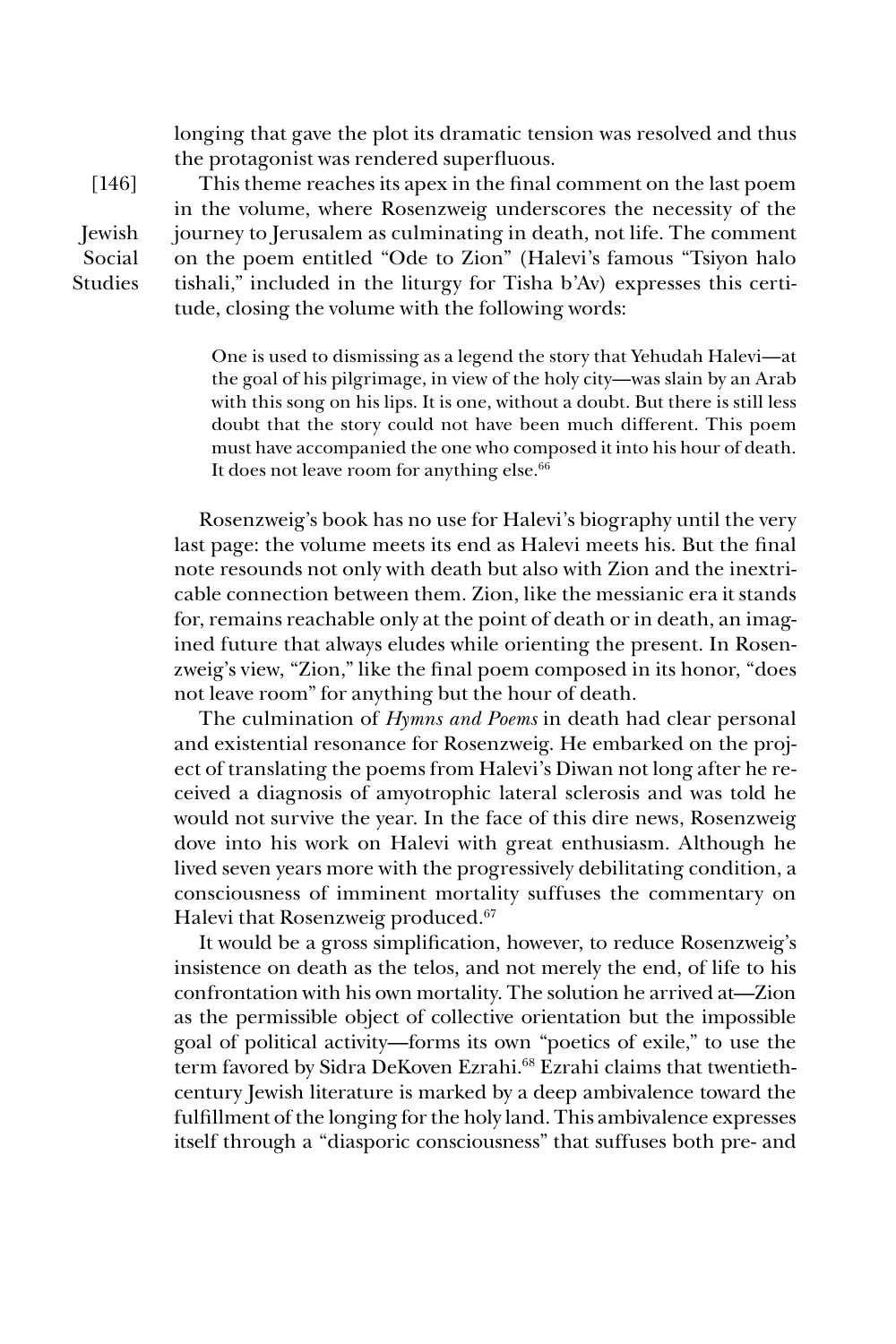longing that gave the plot its dramatic tension was resolved and thus the protagonist was rendered superfluous.

This theme reaches its apex in the final comment on the last poem in the volume, where Rosenzweig underscores the necessity of the journey to Jerusalem as culminating in death, not life. The comment on the poem entitled "Ode to Zion" (Halevi's famous "Tsiyon halo tishali," included in the liturgy for Tisha b'Av) expresses this certitude, closing the volume with the following words:

> One is used to dismissing as a legend the story that Yehudah Halevi—at the goal of his pilgrimage, in view of the holy city—was slain by an Arab with this song on his lips. It is one, without a doubt. But there is still less doubt that the story could not have been much different. This poem must have accompanied the one who composed it into his hour of death. It does not leave room for anything else.[66]

Rosenzweig's book has no use for Halevi's biography until the very last page: the volume meets its end as Halevi meets his. But the final note resounds not only with death but also with Zion and the inextricable connection between them. Zion, like the messianic era it stands for, remains reachable only at the point of death or in death, an imagined future that always eludes while orienting the present. In Rosenzweig's view, "Zion," like the final poem composed in its honor, "does not leave room" for anything but the hour of death.

The culmination of *Hymns and Poems* in death had clear personal and existential resonance for Rosenzweig. He embarked on the project of translating the poems from Halevi's Diwan not long after he received a diagnosis of amyotrophic lateral sclerosis and was told he would not survive the year. In the face of this dire news, Rosenzweig dove into his work on Halevi with great enthusiasm. Although he lived seven years more with the progressively debilitating condition, a consciousness of imminent mortality suffuses the commentary on Halevi that Rosenzweig produced.[67]

It would be a gross simplification, however, to reduce Rosenzweig's insistence on death as the telos, and not merely the end, of life to his confrontation with his own mortality. The solution he arrived at—Zion as the permissible object of collective orientation but the impossible goal of political activity—forms its own "poetics of exile," to use the term favored by Sidra DeKoven Ezrahi.[68] Ezrahi claims that twentieth-century Jewish literature is marked by a deep ambivalence toward the fulfillment of the longing for the holy land. This ambivalence expresses itself through a "diasporic consciousness" that suffuses both pre- and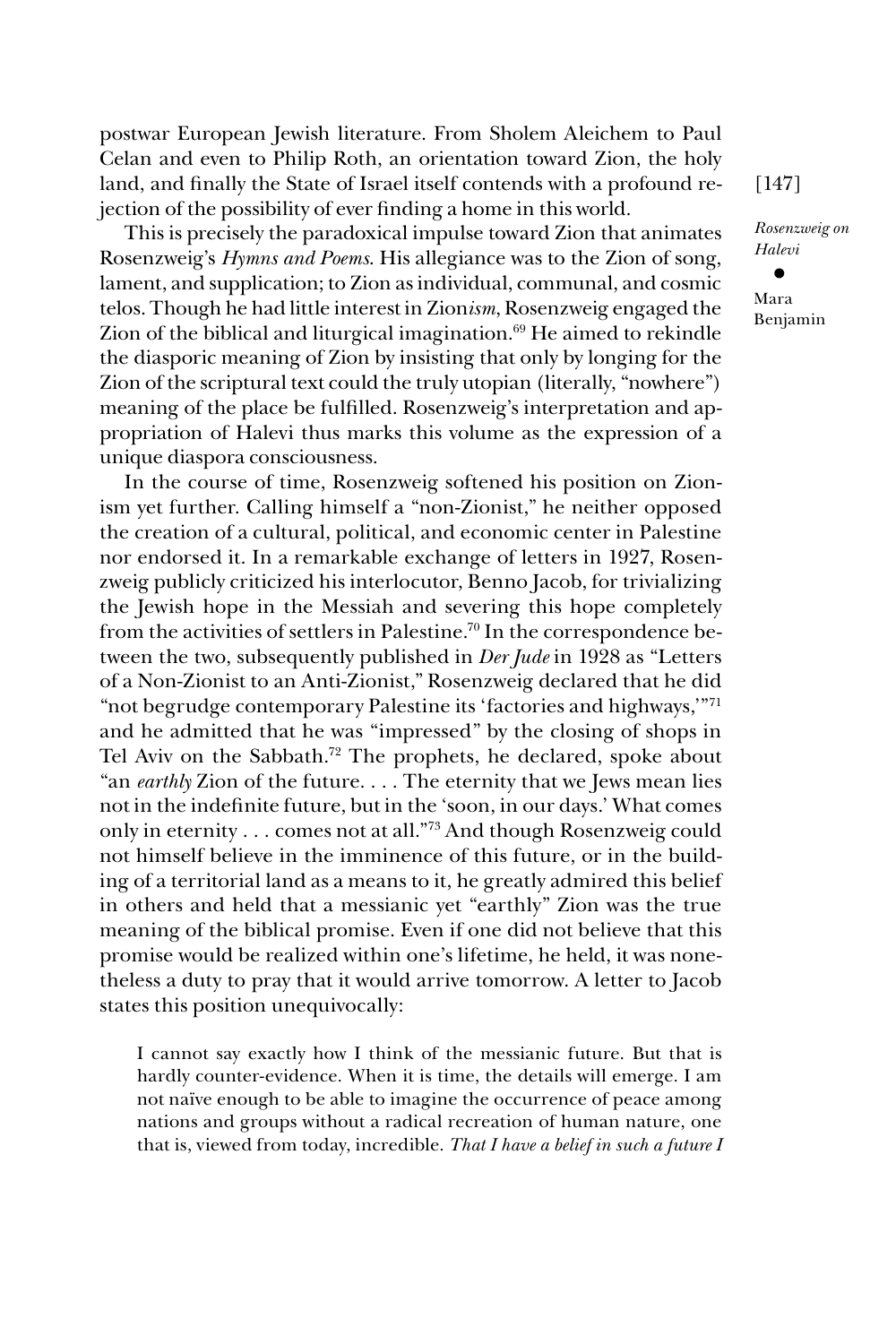postwar European Jewish literature. From Sholem Aleichem to Paul Celan and even to Philip Roth, an orientation toward Zion, the holy land, and finally the State of Israel itself contends with a profound rejection of the possibility of ever finding a home in this world.

This is precisely the paradoxical impulse toward Zion that animates Rosenzweig's *Hymns and Poems.* His allegiance was to the Zion of song, lament, and supplication; to Zion as individual, communal, and cosmic telos. Though he had little interest in Zion*ism*, Rosenzweig engaged the Zion of the biblical and liturgical imagination.[69] He aimed to rekindle the diasporic meaning of Zion by insisting that only by longing for the Zion of the scriptural text could the truly utopian (literally, "nowhere") meaning of the place be fulfilled. Rosenzweig's interpretation and appropriation of Halevi thus marks this volume as the expression of a unique diaspora consciousness.

In the course of time, Rosenzweig softened his position on Zionism yet further. Calling himself a "non-Zionist," he neither opposed the creation of a cultural, political, and economic center in Palestine nor endorsed it. In a remarkable exchange of letters in 1927, Rosenzweig publicly criticized his interlocutor, Benno Jacob, for trivializing the Jewish hope in the Messiah and severing this hope completely from the activities of settlers in Palestine.[70] In the correspondence between the two, subsequently published in *Der Jude* in 1928 as "Letters of a Non-Zionist to an Anti-Zionist," Rosenzweig declared that he did "not begrudge contemporary Palestine its 'factories and highways,'"[71] and he admitted that he was "impressed" by the closing of shops in Tel Aviv on the Sabbath.[72] The prophets, he declared, spoke about "an *earthly* Zion of the future. . . . The eternity that we Jews mean lies not in the indefinite future, but in the 'soon, in our days.' What comes only in eternity . . . comes not at all."[73] And though Rosenzweig could not himself believe in the imminence of this future, or in the building of a territorial land as a means to it, he greatly admired this belief in others and held that a messianic yet "earthly" Zion was the true meaning of the biblical promise. Even if one did not believe that this promise would be realized within one's lifetime, he held, it was nonetheless a duty to pray that it would arrive tomorrow. A letter to Jacob states this position unequivocally:

> I cannot say exactly how I think of the messianic future. But that is hardly counter-evidence. When it is time, the details will emerge. I am not naïve enough to be able to imagine the occurrence of peace among nations and groups without a radical recreation of human nature, one that is, viewed from today, incredible. *That I have a belief in such a future I*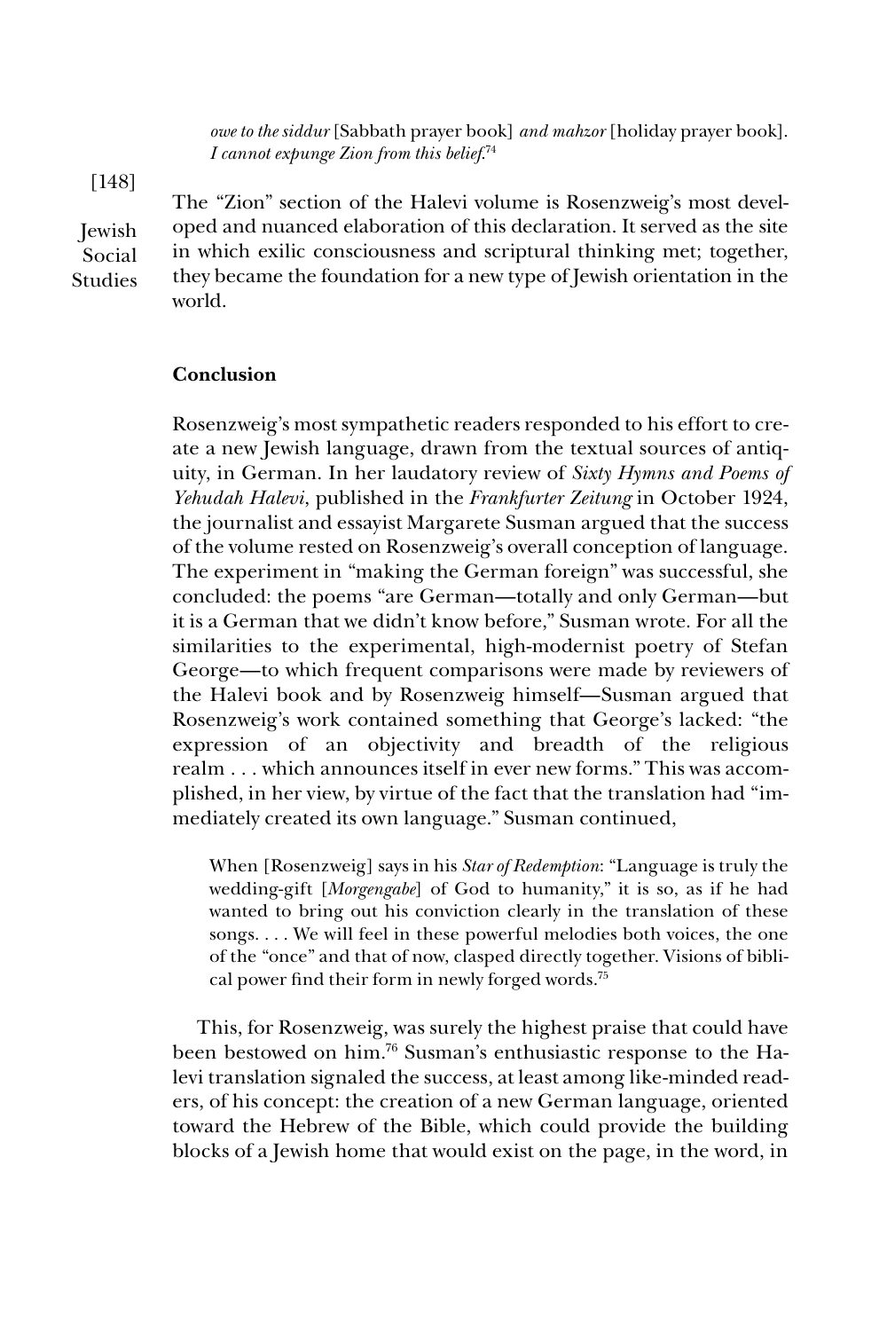*owe to the siddur* [Sabbath prayer book] *and mahzor* [holiday prayer book]. *I cannot expunge Zion from this belief.*[74]

The "Zion" section of the Halevi volume is Rosenzweig's most developed and nuanced elaboration of this declaration. It served as the site in which exilic consciousness and scriptural thinking met; together, they became the foundation for a new type of Jewish orientation in the world.

## Conclusion

Rosenzweig's most sympathetic readers responded to his effort to create a new Jewish language, drawn from the textual sources of antiquity, in German. In her laudatory review of *Sixty Hymns and Poems of Yehudah Halevi*, published in the *Frankfurter Zeitung* in October 1924, the journalist and essayist Margarete Susman argued that the success of the volume rested on Rosenzweig's overall conception of language. The experiment in "making the German foreign" was successful, she concluded: the poems "are German—totally and only German—but it is a German that we didn't know before," Susman wrote. For all the similarities to the experimental, high-modernist poetry of Stefan George—to which frequent comparisons were made by reviewers of the Halevi book and by Rosenzweig himself—Susman argued that Rosenzweig's work contained something that George's lacked: "the expression of an objectivity and breadth of the religious realm . . . which announces itself in ever new forms." This was accomplished, in her view, by virtue of the fact that the translation had "immediately created its own language." Susman continued,

> When [Rosenzweig] says in his *Star of Redemption*: "Language is truly the wedding-gift [*Morgengabe*] of God to humanity," it is so, as if he had wanted to bring out his conviction clearly in the translation of these songs. . . . We will feel in these powerful melodies both voices, the one of the "once" and that of now, clasped directly together. Visions of biblical power find their form in newly forged words.[75]

This, for Rosenzweig, was surely the highest praise that could have been bestowed on him.[76] Susman's enthusiastic response to the Halevi translation signaled the success, at least among like-minded readers, of his concept: the creation of a new German language, oriented toward the Hebrew of the Bible, which could provide the building blocks of a Jewish home that would exist on the page, in the word, in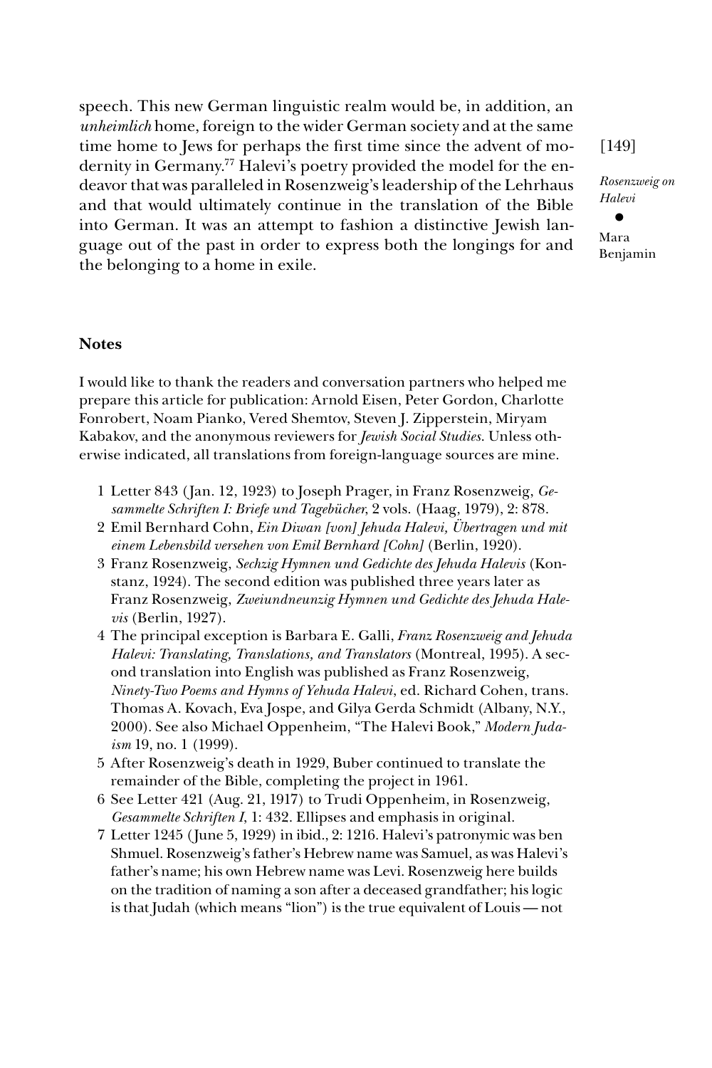speech. This new German linguistic realm would be, in addition, an *unheimlich* home, foreign to the wider German society and at the same time home to Jews for perhaps the first time since the advent of modernity in Germany.[77] Halevi's poetry provided the model for the endeavor that was paralleled in Rosenzweig's leadership of the Lehrhaus and that would ultimately continue in the translation of the Bible into German. It was an attempt to fashion a distinctive Jewish language out of the past in order to express both the longings for and the belonging to a home in exile.

## Notes

I would like to thank the readers and conversation partners who helped me prepare this article for publication: Arnold Eisen, Peter Gordon, Charlotte Fonrobert, Noam Pianko, Vered Shemtov, Steven J. Zipperstein, Miryam Kabakov, and the anonymous reviewers for *Jewish Social Studies*. Unless otherwise indicated, all translations from foreign-language sources are mine.

1 Letter 843 (Jan. 12, 1923) to Joseph Prager, in Franz Rosenzweig, *Gesammelte Schriften I: Briefe und Tagebücher*, 2 vols. (Haag, 1979), 2: 878.

2 Emil Bernhard Cohn, *Ein Diwan [von] Jehuda Halevi, Übertragen und mit einem Lebensbild versehen von Emil Bernhard [Cohn]* (Berlin, 1920).

3 Franz Rosenzweig, *Sechzig Hymnen und Gedichte des Jehuda Halevis* (Konstanz, 1924). The second edition was published three years later as Franz Rosenzweig, *Zweiundneunzig Hymnen und Gedichte des Jehuda Halevis* (Berlin, 1927).

4 The principal exception is Barbara E. Galli, *Franz Rosenzweig and Jehuda Halevi: Translating, Translations, and Translators* (Montreal, 1995). A second translation into English was published as Franz Rosenzweig, *Ninety-Two Poems and Hymns of Yehuda Halevi*, ed. Richard Cohen, trans. Thomas A. Kovach, Eva Jospe, and Gilya Gerda Schmidt (Albany, N.Y., 2000). See also Michael Oppenheim, "The Halevi Book," *Modern Judaism* 19, no. 1 (1999).

5 After Rosenzweig's death in 1929, Buber continued to translate the remainder of the Bible, completing the project in 1961.

6 See Letter 421 (Aug. 21, 1917) to Trudi Oppenheim, in Rosenzweig, *Gesammelte Schriften I*, 1: 432. Ellipses and emphasis in original.

7 Letter 1245 (June 5, 1929) in ibid., 2: 1216. Halevi's patronymic was ben Shmuel. Rosenzweig's father's Hebrew name was Samuel, as was Halevi's father's name; his own Hebrew name was Levi. Rosenzweig here builds on the tradition of naming a son after a deceased grandfather; his logic is that Judah (which means "lion") is the true equivalent of Louis — not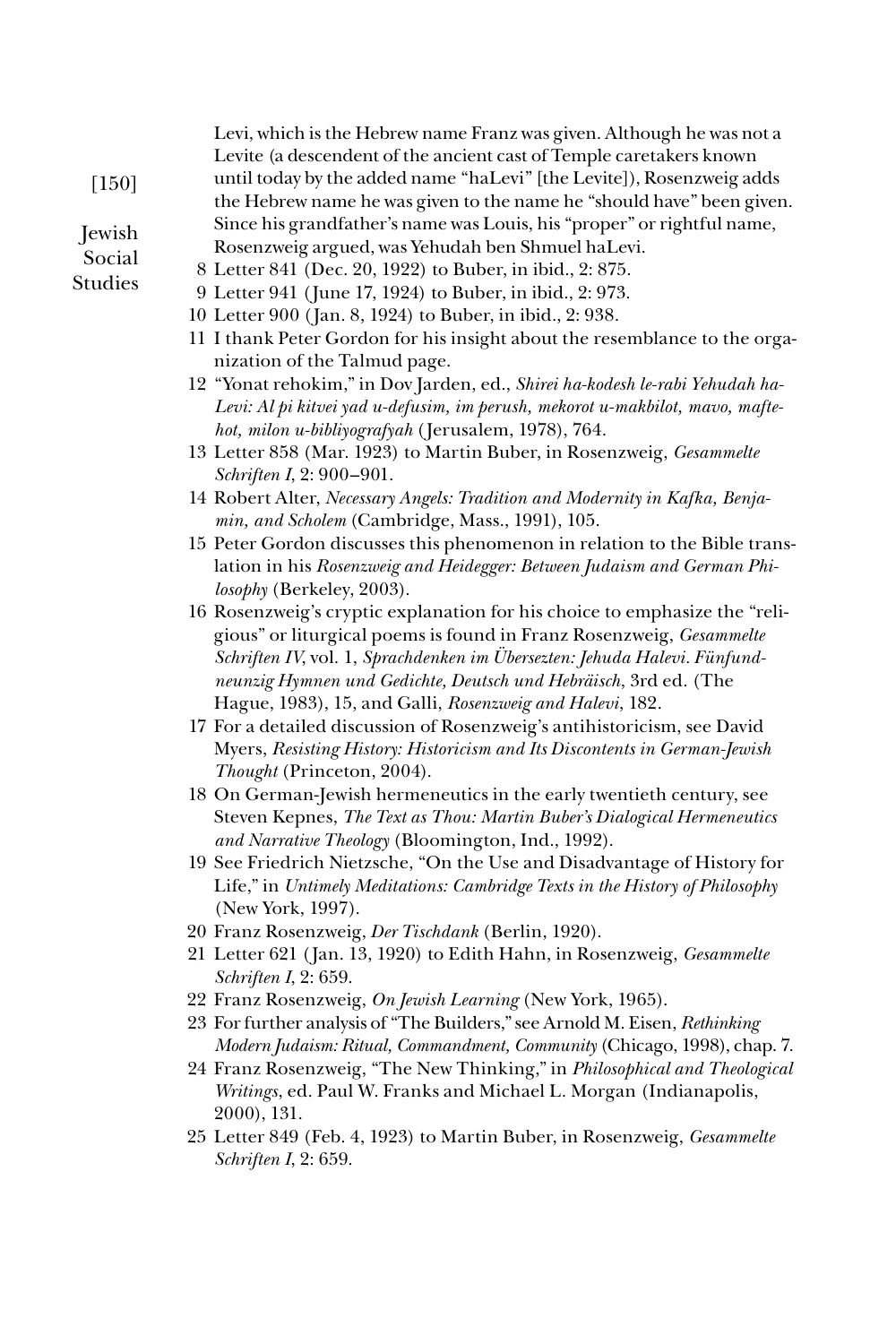Levi, which is the Hebrew name Franz was given. Although he was not a Levite (a descendent of the ancient cast of Temple caretakers known until today by the added name "haLevi" [the Levite]), Rosenzweig adds the Hebrew name he was given to the name he "should have" been given. Since his grandfather's name was Louis, his "proper" or rightful name, Rosenzweig argued, was Yehudah ben Shmuel haLevi.

8 Letter 841 (Dec. 20, 1922) to Buber, in ibid., 2: 875.

9 Letter 941 (June 17, 1924) to Buber, in ibid., 2: 973.

10 Letter 900 (Jan. 8, 1924) to Buber, in ibid., 2: 938.

11 I thank Peter Gordon for his insight about the resemblance to the organization of the Talmud page.

12 "Yonat rehokim," in Dov Jarden, ed., *Shirei ha-kodesh le-rabi Yehudah ha-Levi: Al pi kitvei yad u-defusim, im perush, mekorot u-makbilot, mavo, maftehot, milon u-bibliyografyah* (Jerusalem, 1978), 764.

13 Letter 858 (Mar. 1923) to Martin Buber, in Rosenzweig, *Gesammelte Schriften I*, 2: 900–901.

14 Robert Alter, *Necessary Angels: Tradition and Modernity in Kafka, Benjamin, and Scholem* (Cambridge, Mass., 1991), 105.

15 Peter Gordon discusses this phenomenon in relation to the Bible translation in his *Rosenzweig and Heidegger: Between Judaism and German Philosophy* (Berkeley, 2003).

16 Rosenzweig's cryptic explanation for his choice to emphasize the "religious" or liturgical poems is found in Franz Rosenzweig, *Gesammelte Schriften IV*, vol. 1, *Sprachdenken im Übersezten: Jehuda Halevi. Fünfundneunzig Hymnen und Gedichte, Deutsch und Hebräisch*, 3rd ed. (The Hague, 1983), 15, and Galli, *Rosenzweig and Halevi*, 182.

17 For a detailed discussion of Rosenzweig's antihistoricism, see David Myers, *Resisting History: Historicism and Its Discontents in German-Jewish Thought* (Princeton, 2004).

18 On German-Jewish hermeneutics in the early twentieth century, see Steven Kepnes, *The Text as Thou: Martin Buber's Dialogical Hermeneutics and Narrative Theology* (Bloomington, Ind., 1992).

19 See Friedrich Nietzsche, "On the Use and Disadvantage of History for Life," in *Untimely Meditations: Cambridge Texts in the History of Philosophy* (New York, 1997).

20 Franz Rosenzweig, *Der Tischdank* (Berlin, 1920).

21 Letter 621 (Jan. 13, 1920) to Edith Hahn, in Rosenzweig, *Gesammelte Schriften I*, 2: 659.

22 Franz Rosenzweig, *On Jewish Learning* (New York, 1965).

23 For further analysis of "The Builders," see Arnold M. Eisen, *Rethinking Modern Judaism: Ritual, Commandment, Community* (Chicago, 1998), chap. 7.

24 Franz Rosenzweig, "The New Thinking," in *Philosophical and Theological Writings*, ed. Paul W. Franks and Michael L. Morgan (Indianapolis, 2000), 131.

25 Letter 849 (Feb. 4, 1923) to Martin Buber, in Rosenzweig, *Gesammelte Schriften I*, 2: 659.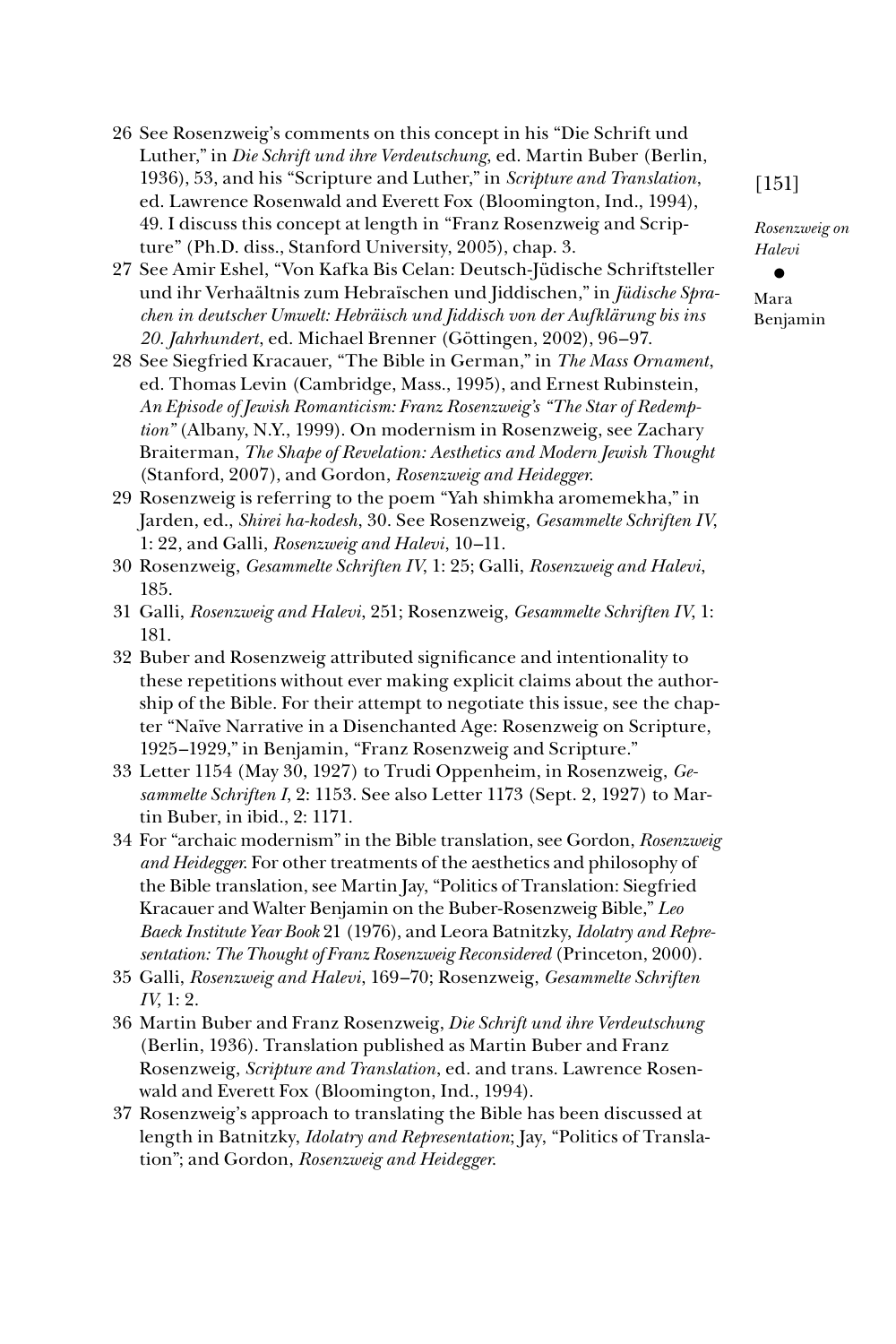26 See Rosenzweig's comments on this concept in his "Die Schrift und Luther," in *Die Schrift und ihre Verdeutschung*, ed. Martin Buber (Berlin, 1936), 53, and his "Scripture and Luther," in *Scripture and Translation*, ed. Lawrence Rosenwald and Everett Fox (Bloomington, Ind., 1994), 49. I discuss this concept at length in "Franz Rosenzweig and Scripture" (Ph.D. diss., Stanford University, 2005), chap. 3.

27 See Amir Eshel, "Von Kafka Bis Celan: Deutsch-Jüdische Schriftsteller und ihr Verhaältnis zum Hebraïschen und Jiddischen," in *Jüdische Sprachen in deutscher Umwelt: Hebräisch und Jiddisch von der Aufklärung bis ins 20. Jahrhundert*, ed. Michael Brenner (Göttingen, 2002), 96–97.

28 See Siegfried Kracauer, "The Bible in German," in *The Mass Ornament*, ed. Thomas Levin (Cambridge, Mass., 1995), and Ernest Rubinstein, *An Episode of Jewish Romanticism: Franz Rosenzweig's "The Star of Redemption"* (Albany, N.Y., 1999). On modernism in Rosenzweig, see Zachary Braiterman, *The Shape of Revelation: Aesthetics and Modern Jewish Thought* (Stanford, 2007), and Gordon, *Rosenzweig and Heidegger*.

29 Rosenzweig is referring to the poem "Yah shimkha aromemekha," in Jarden, ed., *Shirei ha-kodesh*, 30. See Rosenzweig, *Gesammelte Schriften IV*, 1: 22, and Galli, *Rosenzweig and Halevi*, 10–11.

30 Rosenzweig, *Gesammelte Schriften IV*, 1: 25; Galli, *Rosenzweig and Halevi*, 185.

31 Galli, *Rosenzweig and Halevi*, 251; Rosenzweig, *Gesammelte Schriften IV*, 1: 181.

32 Buber and Rosenzweig attributed significance and intentionality to these repetitions without ever making explicit claims about the authorship of the Bible. For their attempt to negotiate this issue, see the chapter "Naïve Narrative in a Disenchanted Age: Rosenzweig on Scripture, 1925–1929," in Benjamin, "Franz Rosenzweig and Scripture."

33 Letter 1154 (May 30, 1927) to Trudi Oppenheim, in Rosenzweig, *Gesammelte Schriften I*, 2: 1153. See also Letter 1173 (Sept. 2, 1927) to Martin Buber, in ibid., 2: 1171.

34 For "archaic modernism" in the Bible translation, see Gordon, *Rosenzweig and Heidegger*. For other treatments of the aesthetics and philosophy of the Bible translation, see Martin Jay, "Politics of Translation: Siegfried Kracauer and Walter Benjamin on the Buber-Rosenzweig Bible," *Leo Baeck Institute Year Book* 21 (1976), and Leora Batnitzky, *Idolatry and Representation: The Thought of Franz Rosenzweig Reconsidered* (Princeton, 2000).

35 Galli, *Rosenzweig and Halevi*, 169–70; Rosenzweig, *Gesammelte Schriften IV*, 1: 2.

36 Martin Buber and Franz Rosenzweig, *Die Schrift und ihre Verdeutschung* (Berlin, 1936). Translation published as Martin Buber and Franz Rosenzweig, *Scripture and Translation*, ed. and trans. Lawrence Rosenwald and Everett Fox (Bloomington, Ind., 1994).

37 Rosenzweig's approach to translating the Bible has been discussed at length in Batnitzky, *Idolatry and Representation*; Jay, "Politics of Translation"; and Gordon, *Rosenzweig and Heidegger*.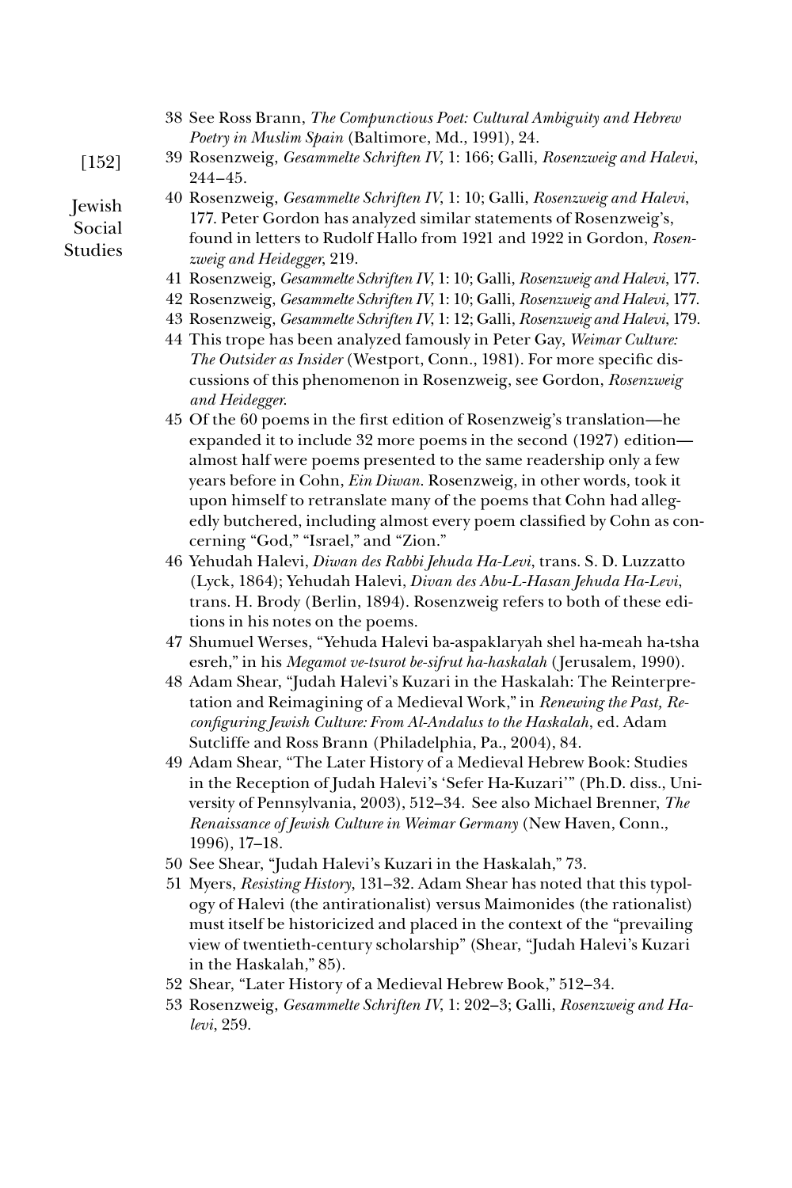38 See Ross Brann, *The Compunctious Poet: Cultural Ambiguity and Hebrew Poetry in Muslim Spain* (Baltimore, Md., 1991), 24.

39 Rosenzweig, *Gesammelte Schriften IV*, 1: 166; Galli, *Rosenzweig and Halevi*, 244–45.

40 Rosenzweig, *Gesammelte Schriften IV*, 1: 10; Galli, *Rosenzweig and Halevi*, 177. Peter Gordon has analyzed similar statements of Rosenzweig's, found in letters to Rudolf Hallo from 1921 and 1922 in Gordon, *Rosenzweig and Heidegger*, 219.

41 Rosenzweig, *Gesammelte Schriften IV*, 1: 10; Galli, *Rosenzweig and Halevi*, 177.

42 Rosenzweig, *Gesammelte Schriften IV*, 1: 10; Galli, *Rosenzweig and Halevi*, 177.

43 Rosenzweig, *Gesammelte Schriften IV*, 1: 12; Galli, *Rosenzweig and Halevi*, 179.

44 This trope has been analyzed famously in Peter Gay, *Weimar Culture: The Outsider as Insider* (Westport, Conn., 1981). For more specific discussions of this phenomenon in Rosenzweig, see Gordon, *Rosenzweig and Heidegger*.

45 Of the 60 poems in the first edition of Rosenzweig's translation—he expanded it to include 32 more poems in the second (1927) edition—almost half were poems presented to the same readership only a few years before in Cohn, *Ein Diwan*. Rosenzweig, in other words, took it upon himself to retranslate many of the poems that Cohn had allegedly butchered, including almost every poem classified by Cohn as concerning "God," "Israel," and "Zion."

46 Yehudah Halevi, *Diwan des Rabbi Jehuda Ha-Levi*, trans. S. D. Luzzatto (Lyck, 1864); Yehudah Halevi, *Divan des Abu-L-Hasan Jehuda Ha-Levi*, trans. H. Brody (Berlin, 1894). Rosenzweig refers to both of these editions in his notes on the poems.

47 Shumuel Werses, "Yehuda Halevi ba-aspaklaryah shel ha-meah ha-tsha esreh," in his *Megamot ve-tsurot be-sifrut ha-haskalah* (Jerusalem, 1990).

48 Adam Shear, "Judah Halevi's Kuzari in the Haskalah: The Reinterpretation and Reimagining of a Medieval Work," in *Renewing the Past, Reconfiguring Jewish Culture: From Al-Andalus to the Haskalah*, ed. Adam Sutcliffe and Ross Brann (Philadelphia, Pa., 2004), 84.

49 Adam Shear, "The Later History of a Medieval Hebrew Book: Studies in the Reception of Judah Halevi's 'Sefer Ha-Kuzari'" (Ph.D. diss., University of Pennsylvania, 2003), 512–34. See also Michael Brenner, *The Renaissance of Jewish Culture in Weimar Germany* (New Haven, Conn., 1996), 17–18.

50 See Shear, "Judah Halevi's Kuzari in the Haskalah," 73.

51 Myers, *Resisting History*, 131–32. Adam Shear has noted that this typology of Halevi (the antirationalist) versus Maimonides (the rationalist) must itself be historicized and placed in the context of the "prevailing view of twentieth-century scholarship" (Shear, "Judah Halevi's Kuzari in the Haskalah," 85).

52 Shear, "Later History of a Medieval Hebrew Book," 512–34.

53 Rosenzweig, *Gesammelte Schriften IV*, 1: 202–3; Galli, *Rosenzweig and Halevi*, 259.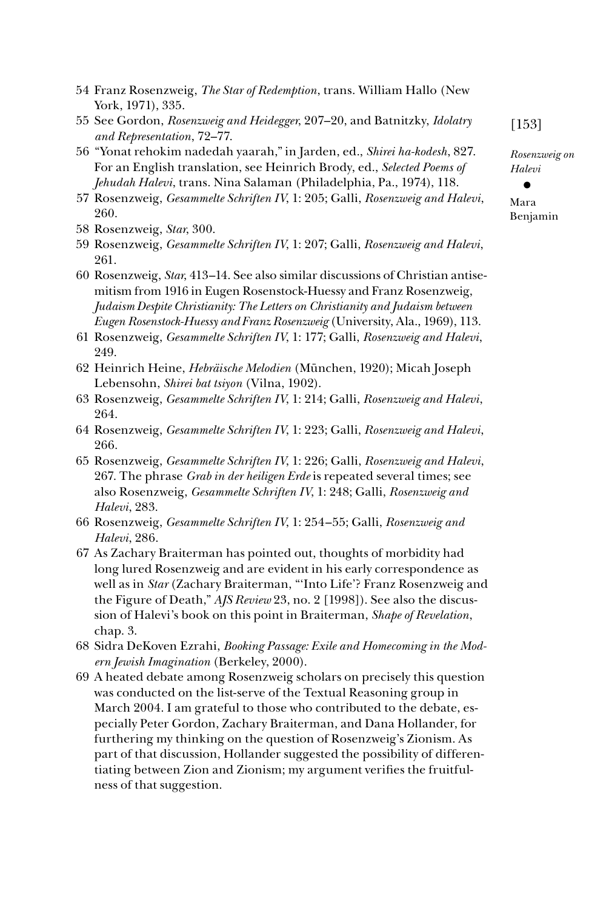54 Franz Rosenzweig, *The Star of Redemption*, trans. William Hallo (New York, 1971), 335.

55 See Gordon, *Rosenzweig and Heidegger*, 207–20, and Batnitzky, *Idolatry and Representation*, 72–77.

56 "Yonat rehokim nadedah yaarah," in Jarden, ed., *Shirei ha-kodesh*, 827. For an English translation, see Heinrich Brody, ed., *Selected Poems of Jehudah Halevi*, trans. Nina Salaman (Philadelphia, Pa., 1974), 118.

57 Rosenzweig, *Gesammelte Schriften IV*, 1: 205; Galli, *Rosenzweig and Halevi*, 260.

58 Rosenzweig, *Star*, 300.

59 Rosenzweig, *Gesammelte Schriften IV*, 1: 207; Galli, *Rosenzweig and Halevi*, 261.

60 Rosenzweig, *Star*, 413–14. See also similar discussions of Christian antisemitism from 1916 in Eugen Rosenstock-Huessy and Franz Rosenzweig, *Judaism Despite Christianity: The Letters on Christianity and Judaism between Eugen Rosenstock-Huessy and Franz Rosenzweig* (University, Ala., 1969), 113.

61 Rosenzweig, *Gesammelte Schriften IV*, 1: 177; Galli, *Rosenzweig and Halevi*, 249.

62 Heinrich Heine, *Hebräische Melodien* (München, 1920); Micah Joseph Lebensohn, *Shirei bat tsiyon* (Vilna, 1902).

63 Rosenzweig, *Gesammelte Schriften IV*, 1: 214; Galli, *Rosenzweig and Halevi*, 264.

64 Rosenzweig, *Gesammelte Schriften IV*, 1: 223; Galli, *Rosenzweig and Halevi*, 266.

65 Rosenzweig, *Gesammelte Schriften IV*, 1: 226; Galli, *Rosenzweig and Halevi*, 267. The phrase *Grab in der heiligen Erde* is repeated several times; see also Rosenzweig, *Gesammelte Schriften IV*, 1: 248; Galli, *Rosenzweig and Halevi*, 283.

66 Rosenzweig, *Gesammelte Schriften IV*, 1: 254–55; Galli, *Rosenzweig and Halevi*, 286.

67 As Zachary Braiterman has pointed out, thoughts of morbidity had long lured Rosenzweig and are evident in his early correspondence as well as in *Star* (Zachary Braiterman, "'Into Life'? Franz Rosenzweig and the Figure of Death," *AJS Review* 23, no. 2 [1998]). See also the discussion of Halevi's book on this point in Braiterman, *Shape of Revelation*, chap. 3.

68 Sidra DeKoven Ezrahi, *Booking Passage: Exile and Homecoming in the Modern Jewish Imagination* (Berkeley, 2000).

69 A heated debate among Rosenzweig scholars on precisely this question was conducted on the list-serve of the Textual Reasoning group in March 2004. I am grateful to those who contributed to the debate, especially Peter Gordon, Zachary Braiterman, and Dana Hollander, for furthering my thinking on the question of Rosenzweig's Zionism. As part of that discussion, Hollander suggested the possibility of differentiating between Zion and Zionism; my argument verifies the fruitfulness of that suggestion.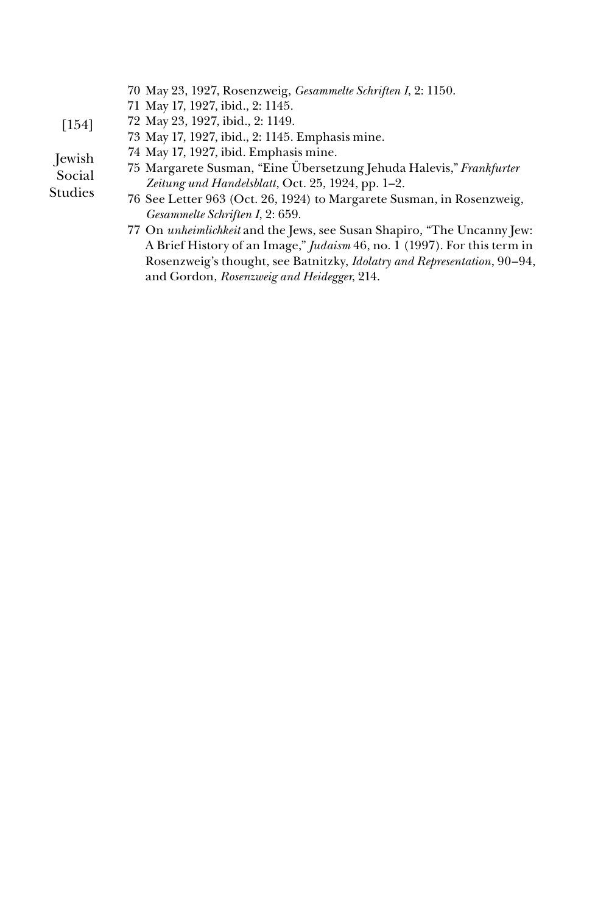70 May 23, 1927, Rosenzweig, *Gesammelte Schriften I,* 2: 1150.

71 May 17, 1927, ibid., 2: 1145.

72 May 23, 1927, ibid., 2: 1149.

73 May 17, 1927, ibid., 2: 1145. Emphasis mine.

74 May 17, 1927, ibid. Emphasis mine.

75 Margarete Susman, "Eine Übersetzung Jehuda Halevis," *Frankfurter Zeitung und Handelsblatt*, Oct. 25, 1924, pp. 1–2.

76 See Letter 963 (Oct. 26, 1924) to Margarete Susman, in Rosenzweig, *Gesammelte Schriften I*, 2: 659.

77 On *unheimlichkeit* and the Jews, see Susan Shapiro, "The Uncanny Jew: A Brief History of an Image," *Judaism* 46, no. 1 (1997). For this term in Rosenzweig's thought, see Batnitzky, *Idolatry and Representation*, 90–94, and Gordon, *Rosenzweig and Heidegger*, 214.